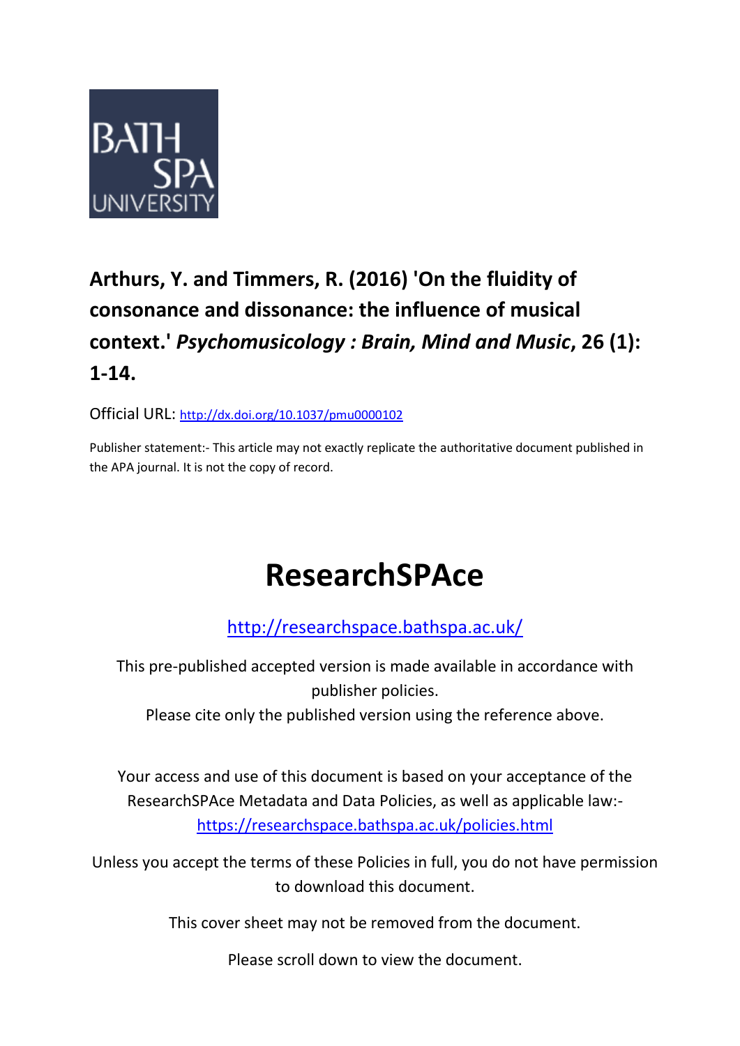BATH SPA UNIVERSITY

**Arthurs, Y. and Timmers, R. (2016) 'On the fluidity of consonance and dissonance: the influence of musical context.'** ***Psychomusicology : Brain, Mind and Music*****, 26 (1): 1-14.**

Official URL: http://dx.doi.org/10.1037/pmu0000102

Publisher statement:- This article may not exactly replicate the authoritative document published in the APA journal. It is not the copy of record.

# ResearchSPAce

http://researchspace.bathspa.ac.uk/

This pre-published accepted version is made available in accordance with publisher policies.

Please cite only the published version using the reference above.

Your access and use of this document is based on your acceptance of the ResearchSPAce Metadata and Data Policies, as well as applicable law:- https://researchspace.bathspa.ac.uk/policies.html

Unless you accept the terms of these Policies in full, you do not have permission to download this document.

This cover sheet may not be removed from the document.

Please scroll down to view the document.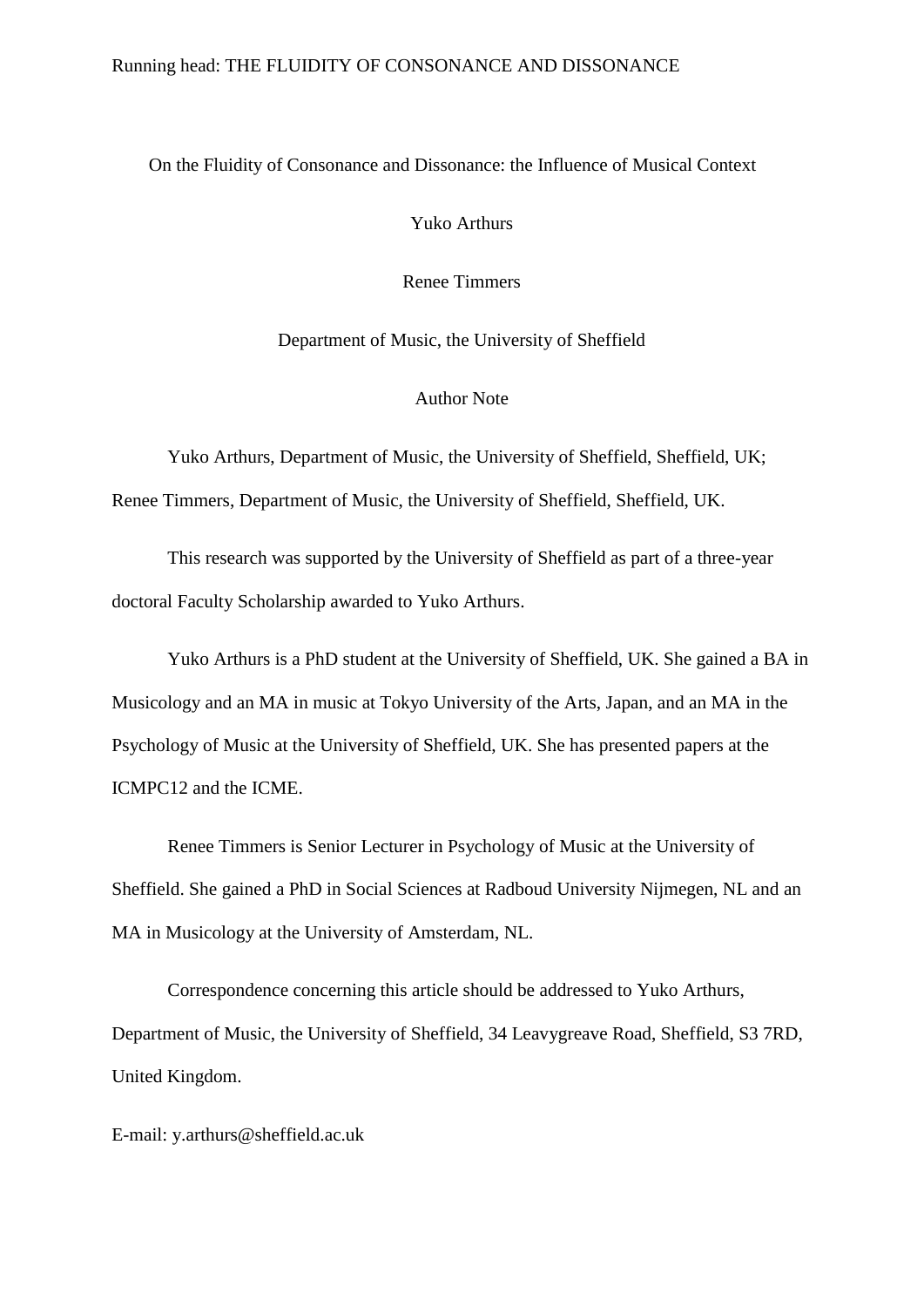# On the Fluidity of Consonance and Dissonance: the Influence of Musical Context

Yuko Arthurs

Renee Timmers

Department of Music, the University of Sheffield

Author Note

Yuko Arthurs, Department of Music, the University of Sheffield, Sheffield, UK; Renee Timmers, Department of Music, the University of Sheffield, Sheffield, UK.

This research was supported by the University of Sheffield as part of a three-year doctoral Faculty Scholarship awarded to Yuko Arthurs.

Yuko Arthurs is a PhD student at the University of Sheffield, UK. She gained a BA in Musicology and an MA in music at Tokyo University of the Arts, Japan, and an MA in the Psychology of Music at the University of Sheffield, UK. She has presented papers at the ICMPC12 and the ICME.

Renee Timmers is Senior Lecturer in Psychology of Music at the University of Sheffield. She gained a PhD in Social Sciences at Radboud University Nijmegen, NL and an MA in Musicology at the University of Amsterdam, NL.

Correspondence concerning this article should be addressed to Yuko Arthurs, Department of Music, the University of Sheffield, 34 Leavygreave Road, Sheffield, S3 7RD, United Kingdom.

E-mail: y.arthurs@sheffield.ac.uk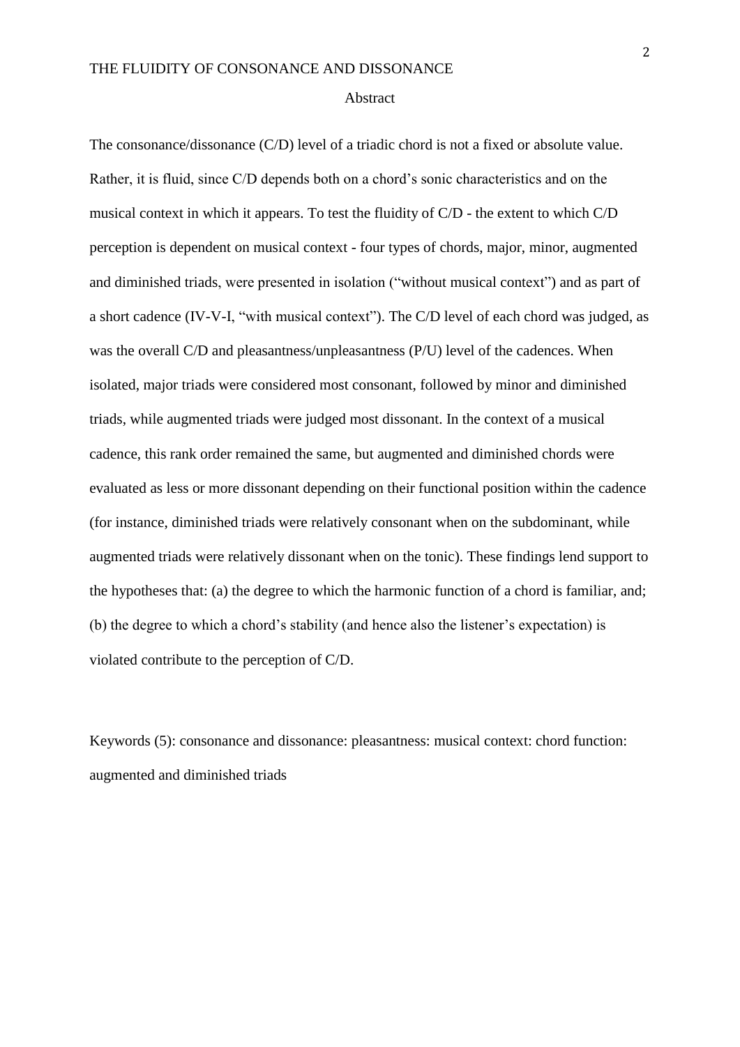## Abstract

The consonance/dissonance (C/D) level of a triadic chord is not a fixed or absolute value. Rather, it is fluid, since C/D depends both on a chord's sonic characteristics and on the musical context in which it appears. To test the fluidity of C/D - the extent to which C/D perception is dependent on musical context - four types of chords, major, minor, augmented and diminished triads, were presented in isolation ("without musical context") and as part of a short cadence (IV-V-I, "with musical context"). The C/D level of each chord was judged, as was the overall C/D and pleasantness/unpleasantness (P/U) level of the cadences. When isolated, major triads were considered most consonant, followed by minor and diminished triads, while augmented triads were judged most dissonant. In the context of a musical cadence, this rank order remained the same, but augmented and diminished chords were evaluated as less or more dissonant depending on their functional position within the cadence (for instance, diminished triads were relatively consonant when on the subdominant, while augmented triads were relatively dissonant when on the tonic). These findings lend support to the hypotheses that: (a) the degree to which the harmonic function of a chord is familiar, and; (b) the degree to which a chord's stability (and hence also the listener's expectation) is violated contribute to the perception of C/D.

Keywords (5): consonance and dissonance: pleasantness: musical context: chord function: augmented and diminished triads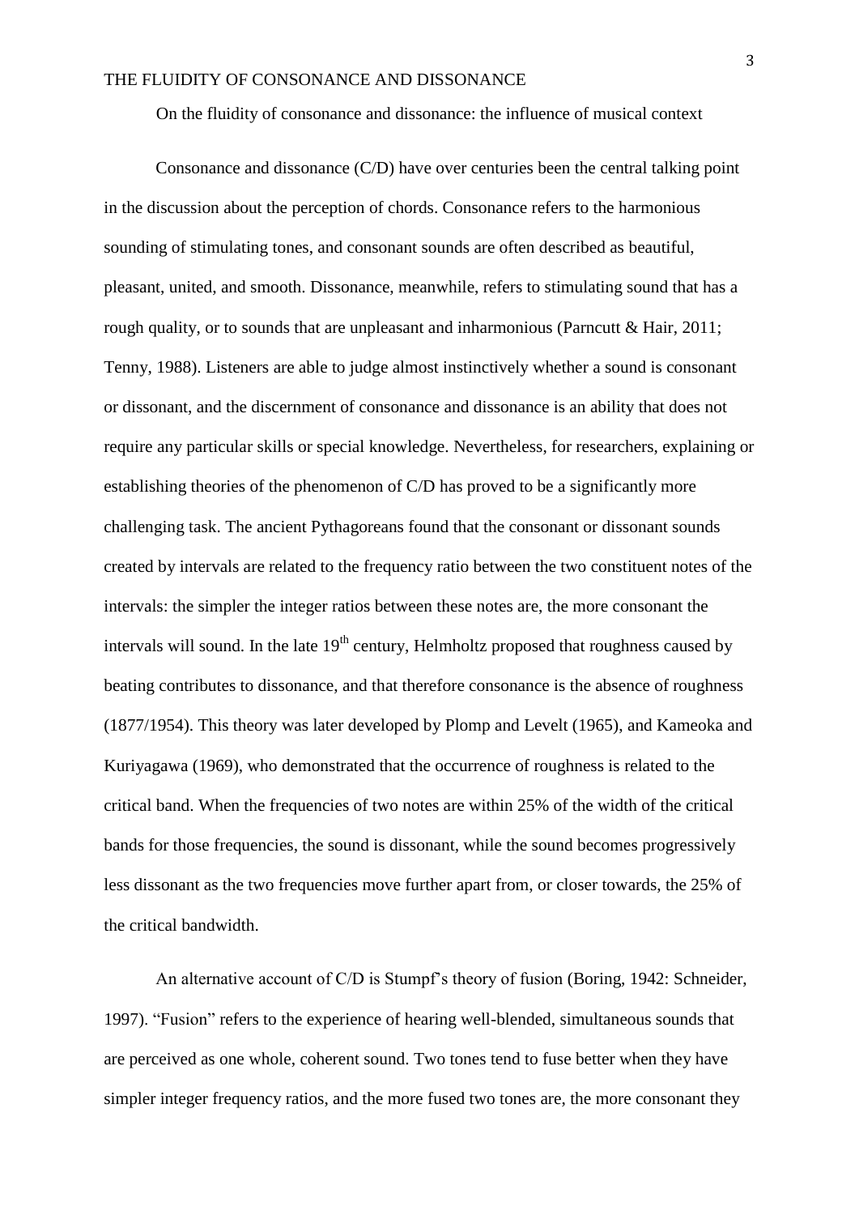On the fluidity of consonance and dissonance: the influence of musical context

Consonance and dissonance (C/D) have over centuries been the central talking point in the discussion about the perception of chords. Consonance refers to the harmonious sounding of stimulating tones, and consonant sounds are often described as beautiful, pleasant, united, and smooth. Dissonance, meanwhile, refers to stimulating sound that has a rough quality, or to sounds that are unpleasant and inharmonious (Parncutt & Hair, 2011; Tenny, 1988). Listeners are able to judge almost instinctively whether a sound is consonant or dissonant, and the discernment of consonance and dissonance is an ability that does not require any particular skills or special knowledge. Nevertheless, for researchers, explaining or establishing theories of the phenomenon of C/D has proved to be a significantly more challenging task. The ancient Pythagoreans found that the consonant or dissonant sounds created by intervals are related to the frequency ratio between the two constituent notes of the intervals: the simpler the integer ratios between these notes are, the more consonant the intervals will sound. In the late 19th century, Helmholtz proposed that roughness caused by beating contributes to dissonance, and that therefore consonance is the absence of roughness (1877/1954). This theory was later developed by Plomp and Levelt (1965), and Kameoka and Kuriyagawa (1969), who demonstrated that the occurrence of roughness is related to the critical band. When the frequencies of two notes are within 25% of the width of the critical bands for those frequencies, the sound is dissonant, while the sound becomes progressively less dissonant as the two frequencies move further apart from, or closer towards, the 25% of the critical bandwidth.

An alternative account of C/D is Stumpf's theory of fusion (Boring, 1942: Schneider, 1997). "Fusion" refers to the experience of hearing well-blended, simultaneous sounds that are perceived as one whole, coherent sound. Two tones tend to fuse better when they have simpler integer frequency ratios, and the more fused two tones are, the more consonant they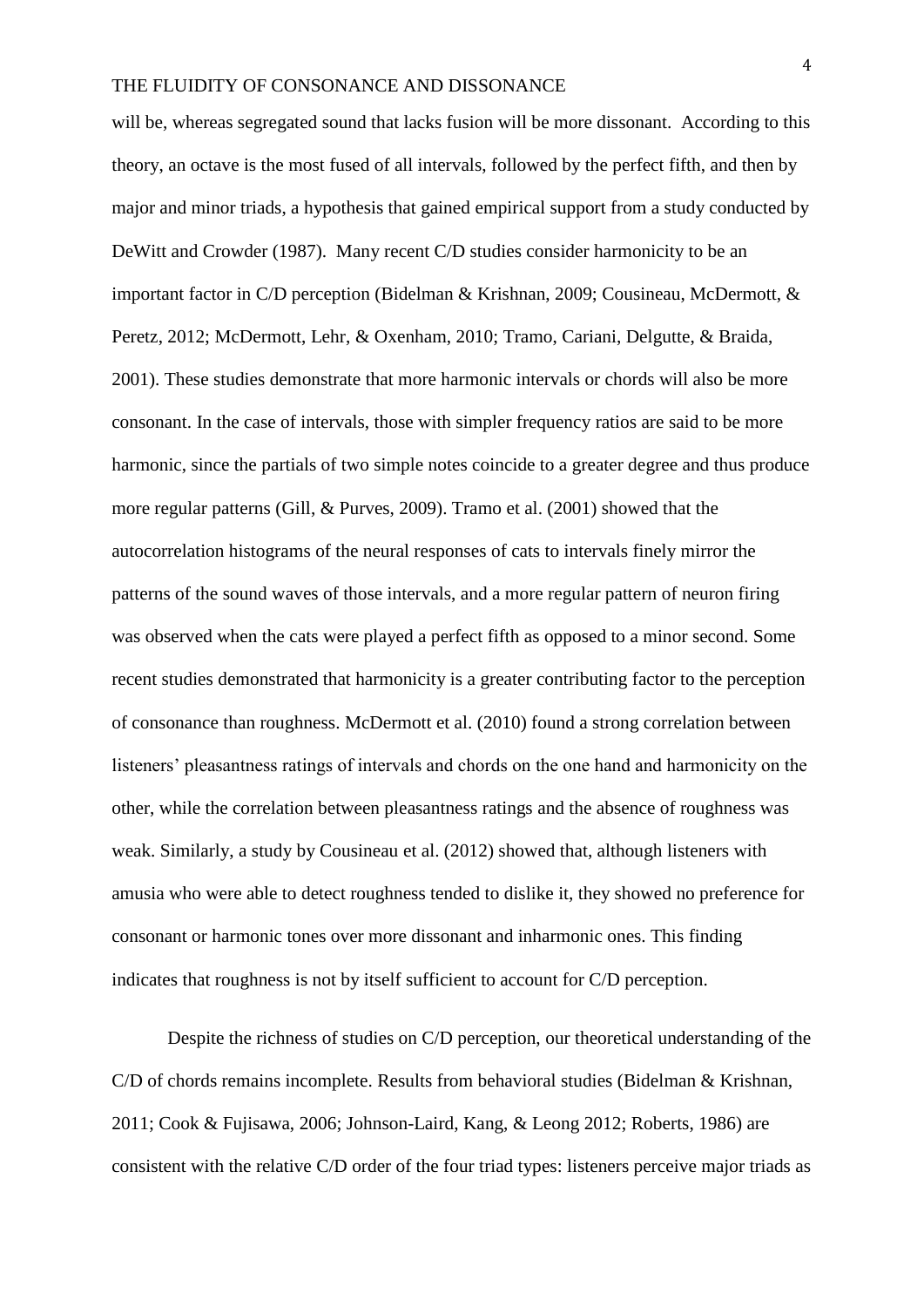will be, whereas segregated sound that lacks fusion will be more dissonant. According to this theory, an octave is the most fused of all intervals, followed by the perfect fifth, and then by major and minor triads, a hypothesis that gained empirical support from a study conducted by DeWitt and Crowder (1987). Many recent C/D studies consider harmonicity to be an important factor in C/D perception (Bidelman & Krishnan, 2009; Cousineau, McDermott, & Peretz, 2012; McDermott, Lehr, & Oxenham, 2010; Tramo, Cariani, Delgutte, & Braida, 2001). These studies demonstrate that more harmonic intervals or chords will also be more consonant. In the case of intervals, those with simpler frequency ratios are said to be more harmonic, since the partials of two simple notes coincide to a greater degree and thus produce more regular patterns (Gill, & Purves, 2009). Tramo et al. (2001) showed that the autocorrelation histograms of the neural responses of cats to intervals finely mirror the patterns of the sound waves of those intervals, and a more regular pattern of neuron firing was observed when the cats were played a perfect fifth as opposed to a minor second. Some recent studies demonstrated that harmonicity is a greater contributing factor to the perception of consonance than roughness. McDermott et al. (2010) found a strong correlation between listeners' pleasantness ratings of intervals and chords on the one hand and harmonicity on the other, while the correlation between pleasantness ratings and the absence of roughness was weak. Similarly, a study by Cousineau et al. (2012) showed that, although listeners with amusia who were able to detect roughness tended to dislike it, they showed no preference for consonant or harmonic tones over more dissonant and inharmonic ones. This finding indicates that roughness is not by itself sufficient to account for C/D perception.

Despite the richness of studies on C/D perception, our theoretical understanding of the C/D of chords remains incomplete. Results from behavioral studies (Bidelman & Krishnan, 2011; Cook & Fujisawa, 2006; Johnson-Laird, Kang, & Leong 2012; Roberts, 1986) are consistent with the relative C/D order of the four triad types: listeners perceive major triads as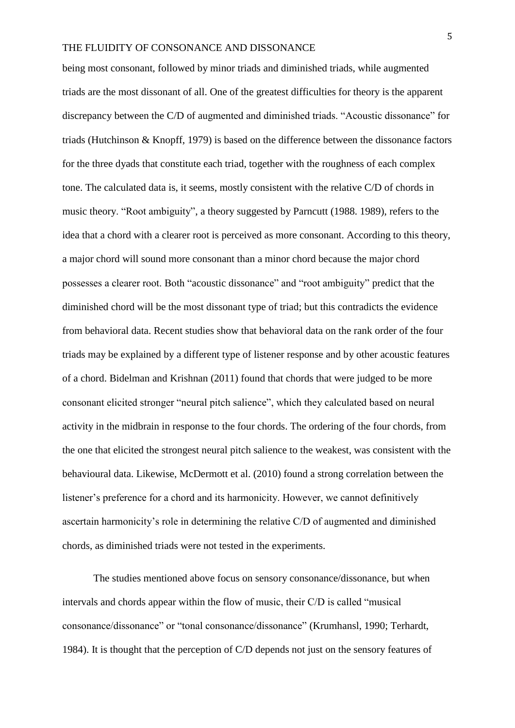being most consonant, followed by minor triads and diminished triads, while augmented triads are the most dissonant of all. One of the greatest difficulties for theory is the apparent discrepancy between the C/D of augmented and diminished triads. “Acoustic dissonance” for triads (Hutchinson & Knopff, 1979) is based on the difference between the dissonance factors for the three dyads that constitute each triad, together with the roughness of each complex tone. The calculated data is, it seems, mostly consistent with the relative C/D of chords in music theory. “Root ambiguity”, a theory suggested by Parncutt (1988. 1989), refers to the idea that a chord with a clearer root is perceived as more consonant. According to this theory, a major chord will sound more consonant than a minor chord because the major chord possesses a clearer root. Both “acoustic dissonance” and “root ambiguity” predict that the diminished chord will be the most dissonant type of triad; but this contradicts the evidence from behavioral data. Recent studies show that behavioral data on the rank order of the four triads may be explained by a different type of listener response and by other acoustic features of a chord. Bidelman and Krishnan (2011) found that chords that were judged to be more consonant elicited stronger “neural pitch salience”, which they calculated based on neural activity in the midbrain in response to the four chords. The ordering of the four chords, from the one that elicited the strongest neural pitch salience to the weakest, was consistent with the behavioural data. Likewise, McDermott et al. (2010) found a strong correlation between the listener’s preference for a chord and its harmonicity. However, we cannot definitively ascertain harmonicity’s role in determining the relative C/D of augmented and diminished chords, as diminished triads were not tested in the experiments.

The studies mentioned above focus on sensory consonance/dissonance, but when intervals and chords appear within the flow of music, their C/D is called “musical consonance/dissonance” or “tonal consonance/dissonance” (Krumhansl, 1990; Terhardt, 1984). It is thought that the perception of C/D depends not just on the sensory features of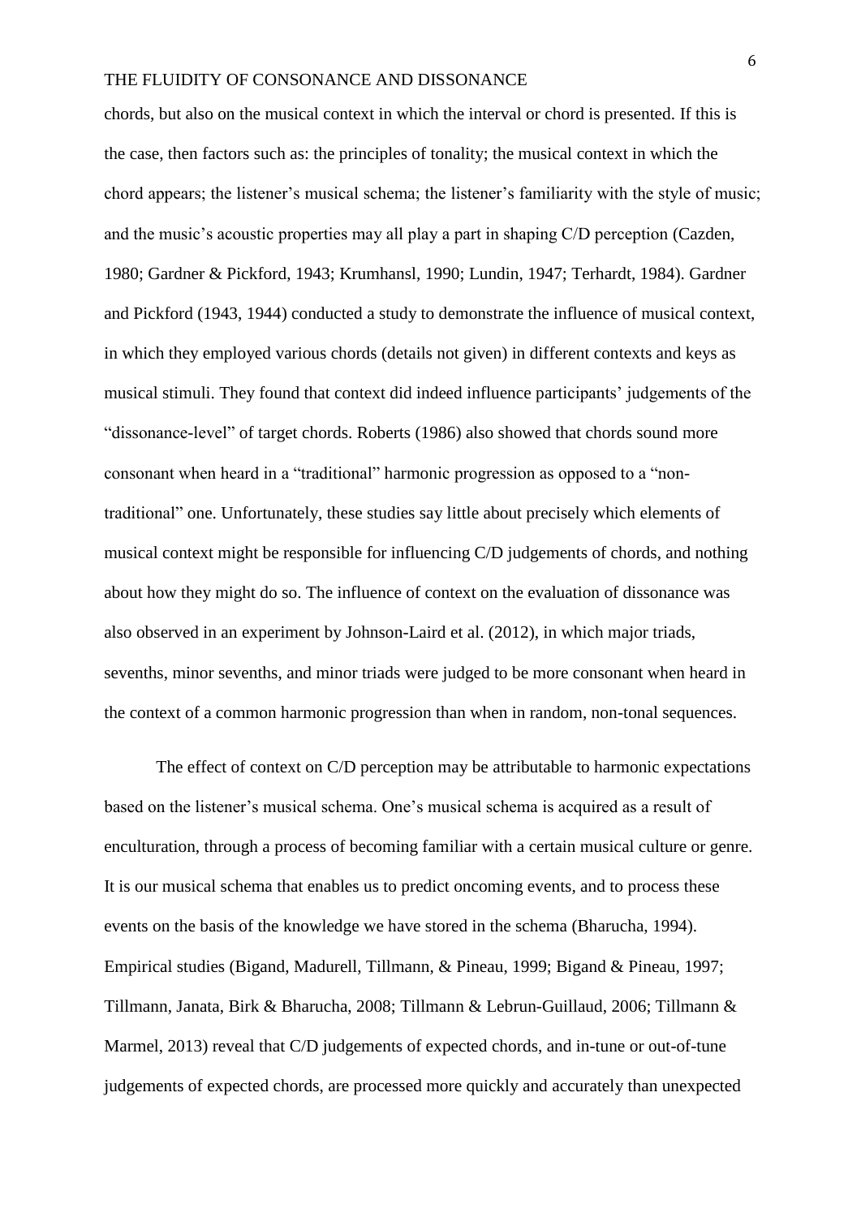chords, but also on the musical context in which the interval or chord is presented. If this is the case, then factors such as: the principles of tonality; the musical context in which the chord appears; the listener's musical schema; the listener's familiarity with the style of music; and the music's acoustic properties may all play a part in shaping C/D perception (Cazden, 1980; Gardner & Pickford, 1943; Krumhansl, 1990; Lundin, 1947; Terhardt, 1984). Gardner and Pickford (1943, 1944) conducted a study to demonstrate the influence of musical context, in which they employed various chords (details not given) in different contexts and keys as musical stimuli. They found that context did indeed influence participants' judgements of the "dissonance-level" of target chords. Roberts (1986) also showed that chords sound more consonant when heard in a "traditional" harmonic progression as opposed to a "non-traditional" one. Unfortunately, these studies say little about precisely which elements of musical context might be responsible for influencing C/D judgements of chords, and nothing about how they might do so. The influence of context on the evaluation of dissonance was also observed in an experiment by Johnson-Laird et al. (2012), in which major triads, sevenths, minor sevenths, and minor triads were judged to be more consonant when heard in the context of a common harmonic progression than when in random, non-tonal sequences.

The effect of context on C/D perception may be attributable to harmonic expectations based on the listener's musical schema. One's musical schema is acquired as a result of enculturation, through a process of becoming familiar with a certain musical culture or genre. It is our musical schema that enables us to predict oncoming events, and to process these events on the basis of the knowledge we have stored in the schema (Bharucha, 1994). Empirical studies (Bigand, Madurell, Tillmann, & Pineau, 1999; Bigand & Pineau, 1997; Tillmann, Janata, Birk & Bharucha, 2008; Tillmann & Lebrun-Guillaud, 2006; Tillmann & Marmel, 2013) reveal that C/D judgements of expected chords, and in-tune or out-of-tune judgements of expected chords, are processed more quickly and accurately than unexpected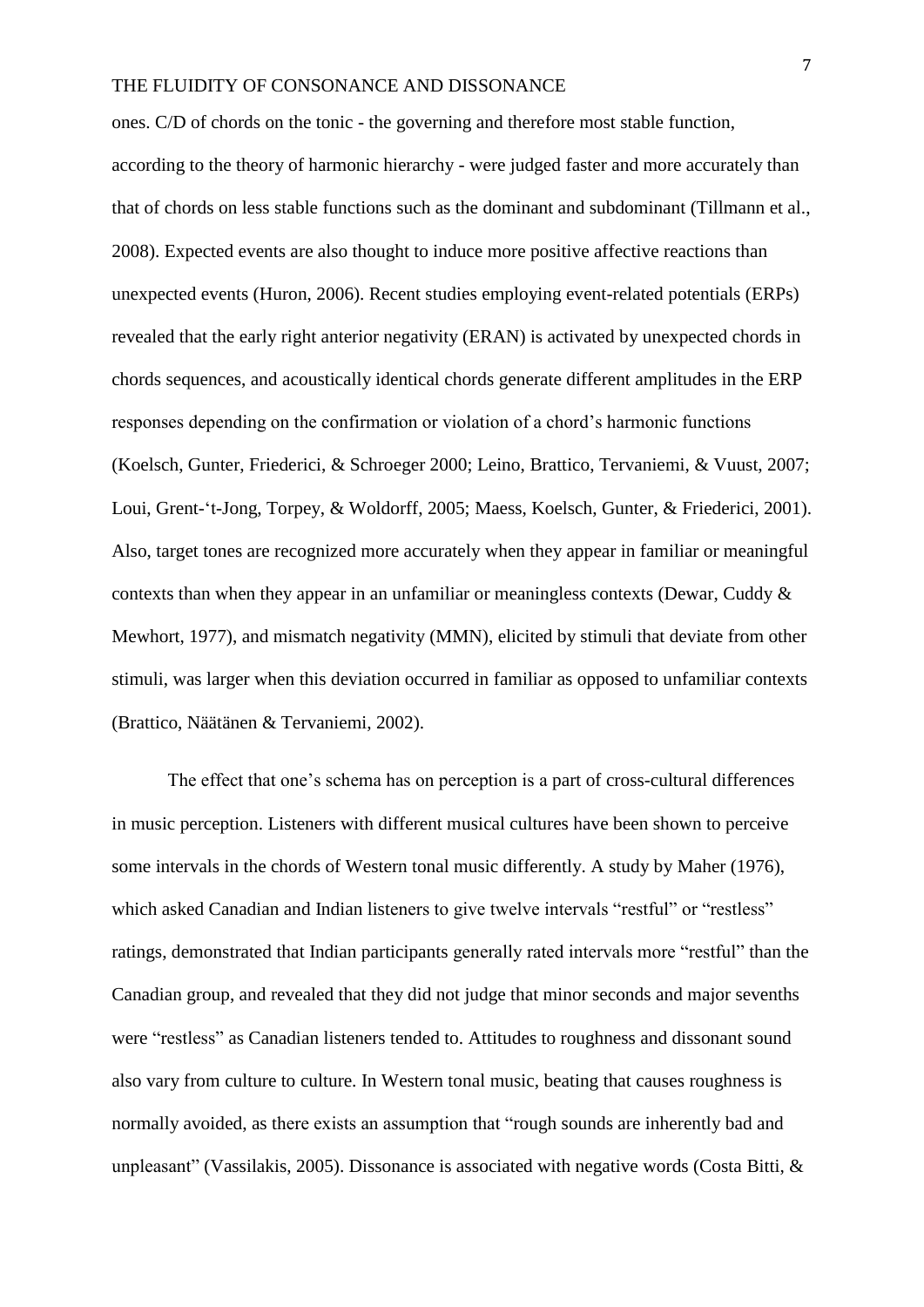ones. C/D of chords on the tonic - the governing and therefore most stable function, according to the theory of harmonic hierarchy - were judged faster and more accurately than that of chords on less stable functions such as the dominant and subdominant (Tillmann et al., 2008). Expected events are also thought to induce more positive affective reactions than unexpected events (Huron, 2006). Recent studies employing event-related potentials (ERPs) revealed that the early right anterior negativity (ERAN) is activated by unexpected chords in chords sequences, and acoustically identical chords generate different amplitudes in the ERP responses depending on the confirmation or violation of a chord's harmonic functions (Koelsch, Gunter, Friederici, & Schroeger 2000; Leino, Brattico, Tervaniemi, & Vuust, 2007; Loui, Grent-'t-Jong, Torpey, & Woldorff, 2005; Maess, Koelsch, Gunter, & Friederici, 2001). Also, target tones are recognized more accurately when they appear in familiar or meaningful contexts than when they appear in an unfamiliar or meaningless contexts (Dewar, Cuddy & Mewhort, 1977), and mismatch negativity (MMN), elicited by stimuli that deviate from other stimuli, was larger when this deviation occurred in familiar as opposed to unfamiliar contexts (Brattico, Näätänen & Tervaniemi, 2002).

The effect that one's schema has on perception is a part of cross-cultural differences in music perception. Listeners with different musical cultures have been shown to perceive some intervals in the chords of Western tonal music differently. A study by Maher (1976), which asked Canadian and Indian listeners to give twelve intervals "restful" or "restless" ratings, demonstrated that Indian participants generally rated intervals more "restful" than the Canadian group, and revealed that they did not judge that minor seconds and major sevenths were "restless" as Canadian listeners tended to. Attitudes to roughness and dissonant sound also vary from culture to culture. In Western tonal music, beating that causes roughness is normally avoided, as there exists an assumption that "rough sounds are inherently bad and unpleasant" (Vassilakis, 2005). Dissonance is associated with negative words (Costa Bitti, &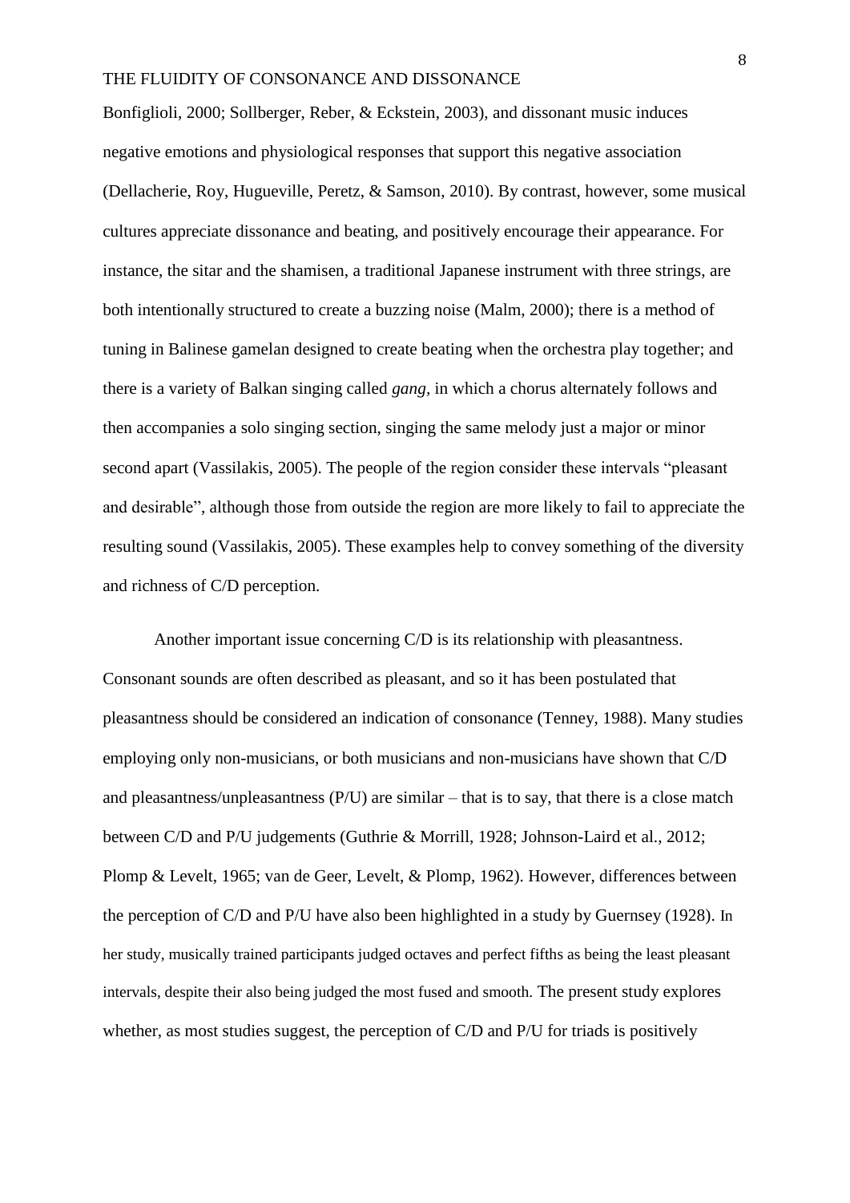Bonfiglioli, 2000; Sollberger, Reber, & Eckstein, 2003), and dissonant music induces negative emotions and physiological responses that support this negative association (Dellacherie, Roy, Hugueville, Peretz, & Samson, 2010). By contrast, however, some musical cultures appreciate dissonance and beating, and positively encourage their appearance. For instance, the sitar and the shamisen, a traditional Japanese instrument with three strings, are both intentionally structured to create a buzzing noise (Malm, 2000); there is a method of tuning in Balinese gamelan designed to create beating when the orchestra play together; and there is a variety of Balkan singing called *gang*, in which a chorus alternately follows and then accompanies a solo singing section, singing the same melody just a major or minor second apart (Vassilakis, 2005). The people of the region consider these intervals "pleasant and desirable", although those from outside the region are more likely to fail to appreciate the resulting sound (Vassilakis, 2005). These examples help to convey something of the diversity and richness of C/D perception.

Another important issue concerning C/D is its relationship with pleasantness. Consonant sounds are often described as pleasant, and so it has been postulated that pleasantness should be considered an indication of consonance (Tenney, 1988). Many studies employing only non-musicians, or both musicians and non-musicians have shown that C/D and pleasantness/unpleasantness (P/U) are similar – that is to say, that there is a close match between C/D and P/U judgements (Guthrie & Morrill, 1928; Johnson-Laird et al., 2012; Plomp & Levelt, 1965; van de Geer, Levelt, & Plomp, 1962). However, differences between the perception of C/D and P/U have also been highlighted in a study by Guernsey (1928). In her study, musically trained participants judged octaves and perfect fifths as being the least pleasant intervals, despite their also being judged the most fused and smooth. The present study explores whether, as most studies suggest, the perception of C/D and P/U for triads is positively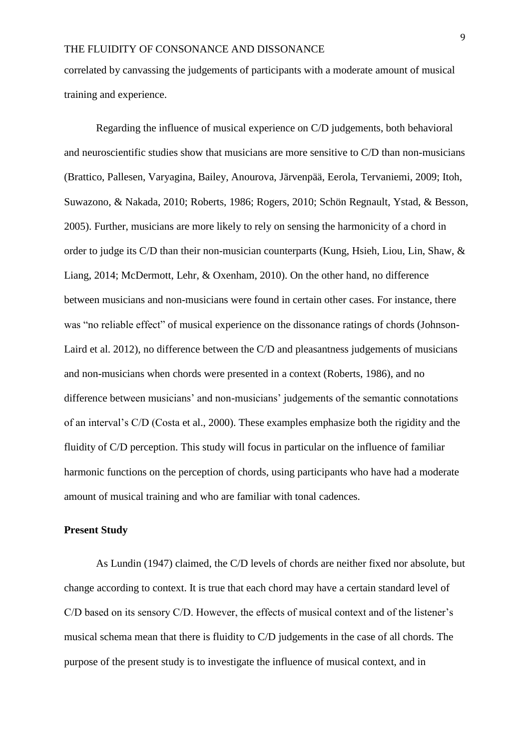correlated by canvassing the judgements of participants with a moderate amount of musical training and experience.

Regarding the influence of musical experience on C/D judgements, both behavioral and neuroscientific studies show that musicians are more sensitive to C/D than non-musicians (Brattico, Pallesen, Varyagina, Bailey, Anourova, Järvenpää, Eerola, Tervaniemi, 2009; Itoh, Suwazono, & Nakada, 2010; Roberts, 1986; Rogers, 2010; Schön Regnault, Ystad, & Besson, 2005). Further, musicians are more likely to rely on sensing the harmonicity of a chord in order to judge its C/D than their non-musician counterparts (Kung, Hsieh, Liou, Lin, Shaw, & Liang, 2014; McDermott, Lehr, & Oxenham, 2010). On the other hand, no difference between musicians and non-musicians were found in certain other cases. For instance, there was "no reliable effect" of musical experience on the dissonance ratings of chords (Johnson-Laird et al. 2012), no difference between the C/D and pleasantness judgements of musicians and non-musicians when chords were presented in a context (Roberts, 1986), and no difference between musicians' and non-musicians' judgements of the semantic connotations of an interval's C/D (Costa et al., 2000). These examples emphasize both the rigidity and the fluidity of C/D perception. This study will focus in particular on the influence of familiar harmonic functions on the perception of chords, using participants who have had a moderate amount of musical training and who are familiar with tonal cadences.

**Present Study**

As Lundin (1947) claimed, the C/D levels of chords are neither fixed nor absolute, but change according to context. It is true that each chord may have a certain standard level of C/D based on its sensory C/D. However, the effects of musical context and of the listener's musical schema mean that there is fluidity to C/D judgements in the case of all chords. The purpose of the present study is to investigate the influence of musical context, and in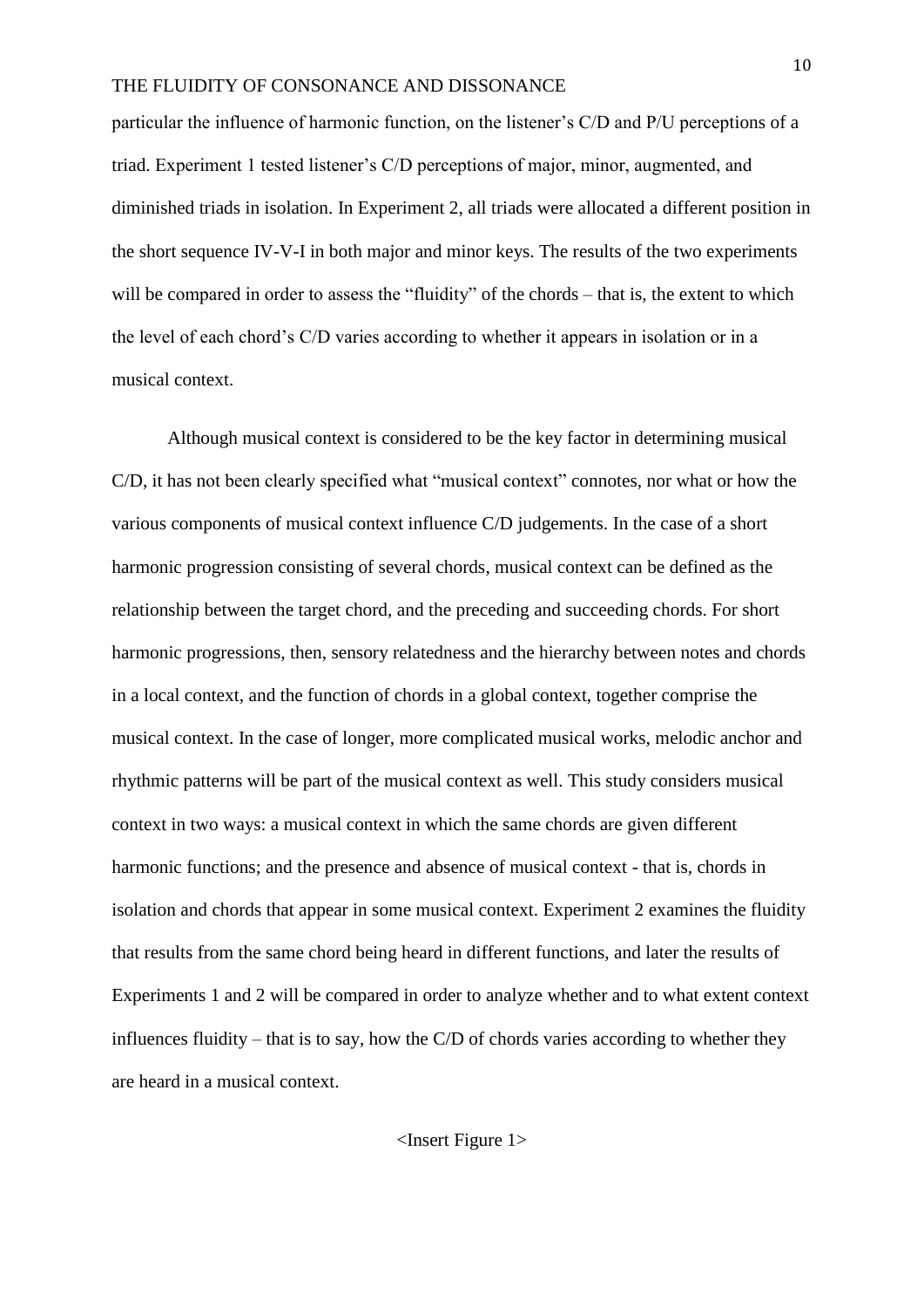particular the influence of harmonic function, on the listener's C/D and P/U perceptions of a triad. Experiment 1 tested listener's C/D perceptions of major, minor, augmented, and diminished triads in isolation. In Experiment 2, all triads were allocated a different position in the short sequence IV-V-I in both major and minor keys. The results of the two experiments will be compared in order to assess the "fluidity" of the chords – that is, the extent to which the level of each chord's C/D varies according to whether it appears in isolation or in a musical context.

Although musical context is considered to be the key factor in determining musical C/D, it has not been clearly specified what "musical context" connotes, nor what or how the various components of musical context influence C/D judgements. In the case of a short harmonic progression consisting of several chords, musical context can be defined as the relationship between the target chord, and the preceding and succeeding chords. For short harmonic progressions, then, sensory relatedness and the hierarchy between notes and chords in a local context, and the function of chords in a global context, together comprise the musical context. In the case of longer, more complicated musical works, melodic anchor and rhythmic patterns will be part of the musical context as well. This study considers musical context in two ways: a musical context in which the same chords are given different harmonic functions; and the presence and absence of musical context - that is, chords in isolation and chords that appear in some musical context. Experiment 2 examines the fluidity that results from the same chord being heard in different functions, and later the results of Experiments 1 and 2 will be compared in order to analyze whether and to what extent context influences fluidity – that is to say, how the C/D of chords varies according to whether they are heard in a musical context.

<Insert Figure 1>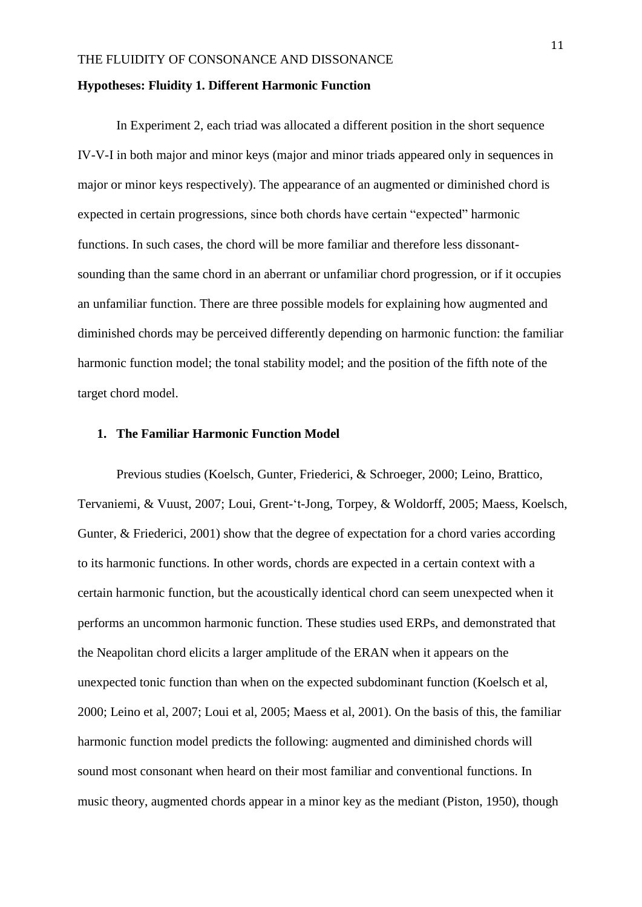**Hypotheses: Fluidity 1. Different Harmonic Function**

In Experiment 2, each triad was allocated a different position in the short sequence IV-V-I in both major and minor keys (major and minor triads appeared only in sequences in major or minor keys respectively). The appearance of an augmented or diminished chord is expected in certain progressions, since both chords have certain “expected” harmonic functions. In such cases, the chord will be more familiar and therefore less dissonant-sounding than the same chord in an aberrant or unfamiliar chord progression, or if it occupies an unfamiliar function. There are three possible models for explaining how augmented and diminished chords may be perceived differently depending on harmonic function: the familiar harmonic function model; the tonal stability model; and the position of the fifth note of the target chord model.

1. **The Familiar Harmonic Function Model**

Previous studies (Koelsch, Gunter, Friederici, & Schroeger, 2000; Leino, Brattico, Tervaniemi, & Vuust, 2007; Loui, Grent-‘t-Jong, Torpey, & Woldorff, 2005; Maess, Koelsch, Gunter, & Friederici, 2001) show that the degree of expectation for a chord varies according to its harmonic functions. In other words, chords are expected in a certain context with a certain harmonic function, but the acoustically identical chord can seem unexpected when it performs an uncommon harmonic function. These studies used ERPs, and demonstrated that the Neapolitan chord elicits a larger amplitude of the ERAN when it appears on the unexpected tonic function than when on the expected subdominant function (Koelsch et al, 2000; Leino et al, 2007; Loui et al, 2005; Maess et al, 2001). On the basis of this, the familiar harmonic function model predicts the following: augmented and diminished chords will sound most consonant when heard on their most familiar and conventional functions. In music theory, augmented chords appear in a minor key as the mediant (Piston, 1950), though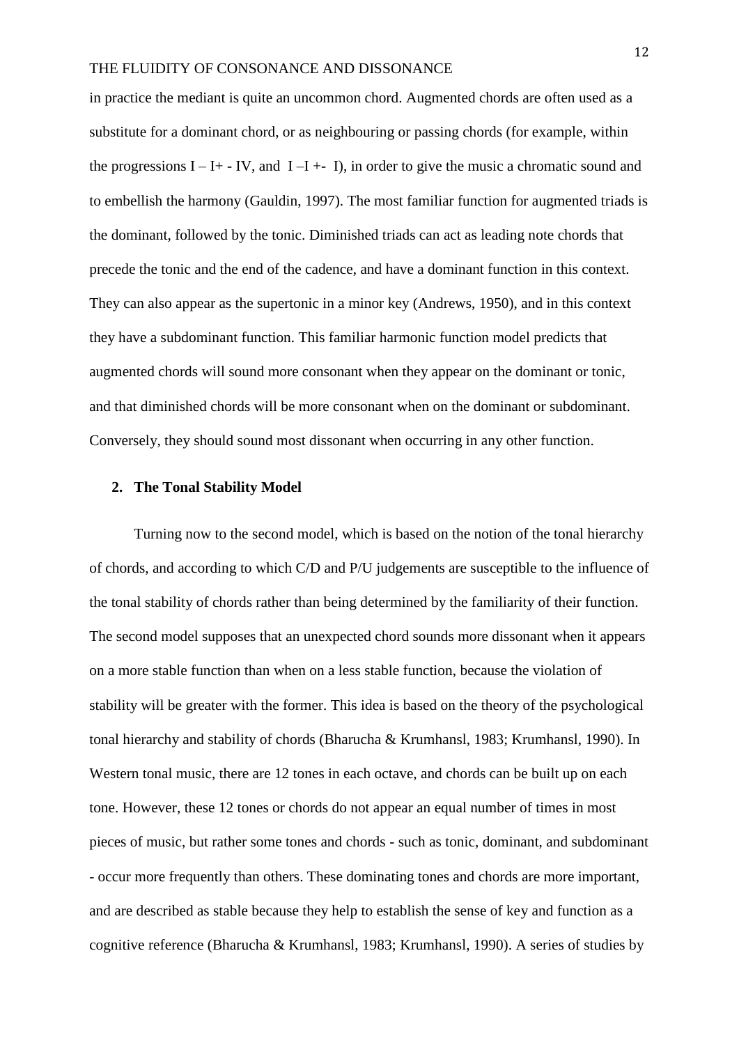in practice the mediant is quite an uncommon chord. Augmented chords are often used as a substitute for a dominant chord, or as neighbouring or passing chords (for example, within the progressions I – I+ - IV, and I –I +- I), in order to give the music a chromatic sound and to embellish the harmony (Gauldin, 1997). The most familiar function for augmented triads is the dominant, followed by the tonic. Diminished triads can act as leading note chords that precede the tonic and the end of the cadence, and have a dominant function in this context. They can also appear as the supertonic in a minor key (Andrews, 1950), and in this context they have a subdominant function. This familiar harmonic function model predicts that augmented chords will sound more consonant when they appear on the dominant or tonic, and that diminished chords will be more consonant when on the dominant or subdominant. Conversely, they should sound most dissonant when occurring in any other function.

**2. The Tonal Stability Model**

Turning now to the second model, which is based on the notion of the tonal hierarchy of chords, and according to which C/D and P/U judgements are susceptible to the influence of the tonal stability of chords rather than being determined by the familiarity of their function. The second model supposes that an unexpected chord sounds more dissonant when it appears on a more stable function than when on a less stable function, because the violation of stability will be greater with the former. This idea is based on the theory of the psychological tonal hierarchy and stability of chords (Bharucha & Krumhansl, 1983; Krumhansl, 1990). In Western tonal music, there are 12 tones in each octave, and chords can be built up on each tone. However, these 12 tones or chords do not appear an equal number of times in most pieces of music, but rather some tones and chords - such as tonic, dominant, and subdominant - occur more frequently than others. These dominating tones and chords are more important, and are described as stable because they help to establish the sense of key and function as a cognitive reference (Bharucha & Krumhansl, 1983; Krumhansl, 1990). A series of studies by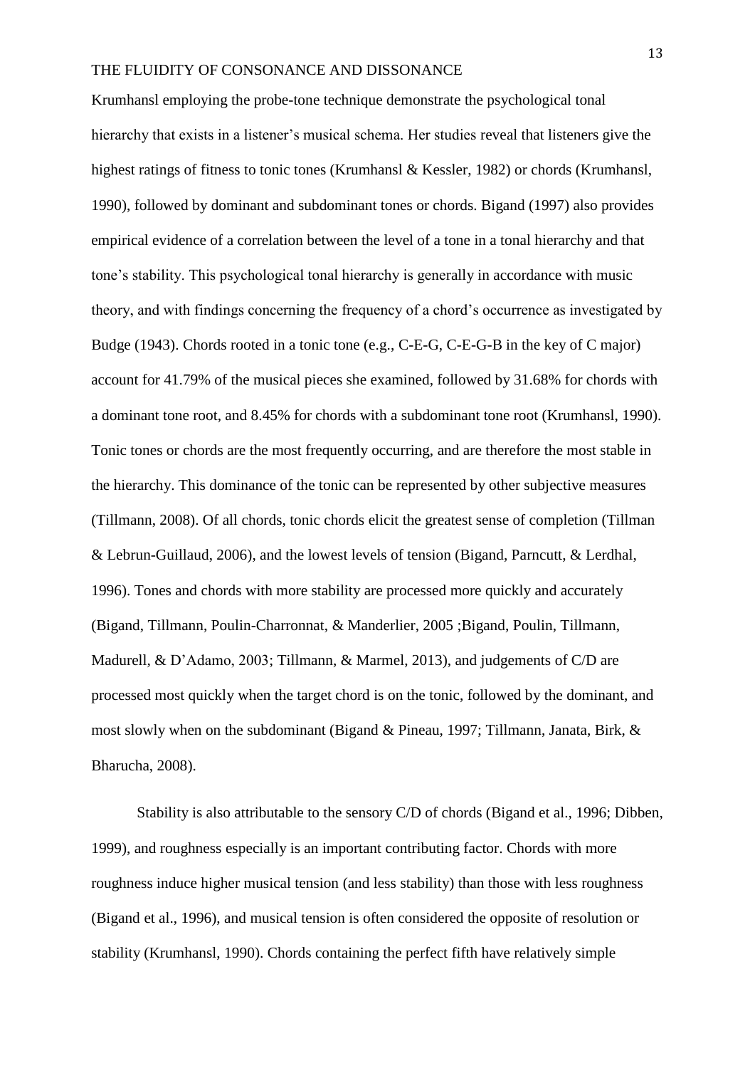Krumhansl employing the probe-tone technique demonstrate the psychological tonal hierarchy that exists in a listener's musical schema. Her studies reveal that listeners give the highest ratings of fitness to tonic tones (Krumhansl & Kessler, 1982) or chords (Krumhansl, 1990), followed by dominant and subdominant tones or chords. Bigand (1997) also provides empirical evidence of a correlation between the level of a tone in a tonal hierarchy and that tone's stability. This psychological tonal hierarchy is generally in accordance with music theory, and with findings concerning the frequency of a chord's occurrence as investigated by Budge (1943). Chords rooted in a tonic tone (e.g., C-E-G, C-E-G-B in the key of C major) account for 41.79% of the musical pieces she examined, followed by 31.68% for chords with a dominant tone root, and 8.45% for chords with a subdominant tone root (Krumhansl, 1990). Tonic tones or chords are the most frequently occurring, and are therefore the most stable in the hierarchy. This dominance of the tonic can be represented by other subjective measures (Tillmann, 2008). Of all chords, tonic chords elicit the greatest sense of completion (Tillman & Lebrun-Guillaud, 2006), and the lowest levels of tension (Bigand, Parncutt, & Lerdhal, 1996). Tones and chords with more stability are processed more quickly and accurately (Bigand, Tillmann, Poulin-Charronnat, & Manderlier, 2005 ;Bigand, Poulin, Tillmann, Madurell, & D'Adamo, 2003; Tillmann, & Marmel, 2013), and judgements of C/D are processed most quickly when the target chord is on the tonic, followed by the dominant, and most slowly when on the subdominant (Bigand & Pineau, 1997; Tillmann, Janata, Birk, & Bharucha, 2008).

Stability is also attributable to the sensory C/D of chords (Bigand et al., 1996; Dibben, 1999), and roughness especially is an important contributing factor. Chords with more roughness induce higher musical tension (and less stability) than those with less roughness (Bigand et al., 1996), and musical tension is often considered the opposite of resolution or stability (Krumhansl, 1990). Chords containing the perfect fifth have relatively simple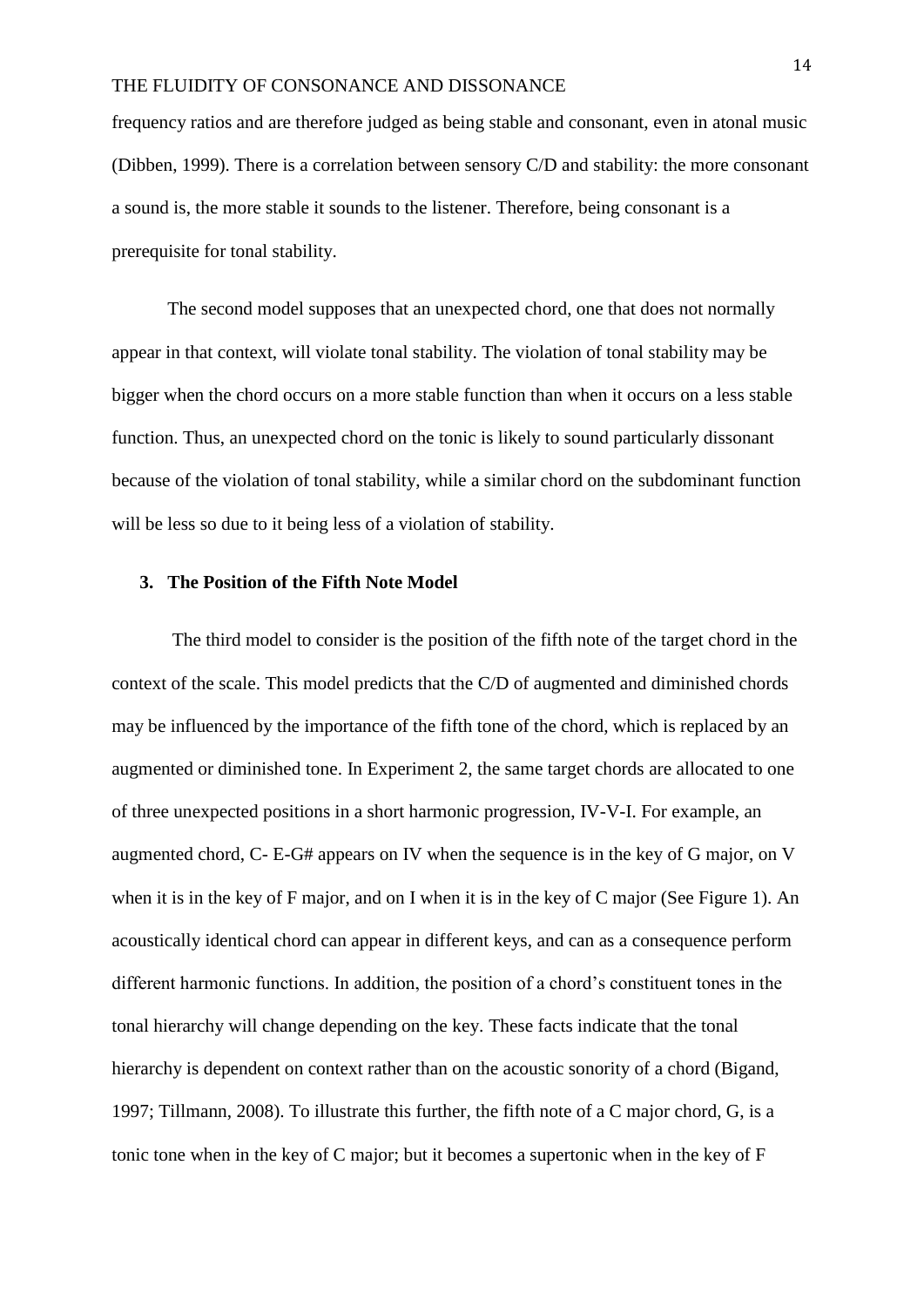frequency ratios and are therefore judged as being stable and consonant, even in atonal music (Dibben, 1999). There is a correlation between sensory C/D and stability: the more consonant a sound is, the more stable it sounds to the listener. Therefore, being consonant is a prerequisite for tonal stability.

The second model supposes that an unexpected chord, one that does not normally appear in that context, will violate tonal stability. The violation of tonal stability may be bigger when the chord occurs on a more stable function than when it occurs on a less stable function. Thus, an unexpected chord on the tonic is likely to sound particularly dissonant because of the violation of tonal stability, while a similar chord on the subdominant function will be less so due to it being less of a violation of stability.

### 3. The Position of the Fifth Note Model

The third model to consider is the position of the fifth note of the target chord in the context of the scale. This model predicts that the C/D of augmented and diminished chords may be influenced by the importance of the fifth tone of the chord, which is replaced by an augmented or diminished tone. In Experiment 2, the same target chords are allocated to one of three unexpected positions in a short harmonic progression, IV-V-I. For example, an augmented chord, C- E-G# appears on IV when the sequence is in the key of G major, on V when it is in the key of F major, and on I when it is in the key of C major (See Figure 1). An acoustically identical chord can appear in different keys, and can as a consequence perform different harmonic functions. In addition, the position of a chord's constituent tones in the tonal hierarchy will change depending on the key. These facts indicate that the tonal hierarchy is dependent on context rather than on the acoustic sonority of a chord (Bigand, 1997; Tillmann, 2008). To illustrate this further, the fifth note of a C major chord, G, is a tonic tone when in the key of C major; but it becomes a supertonic when in the key of F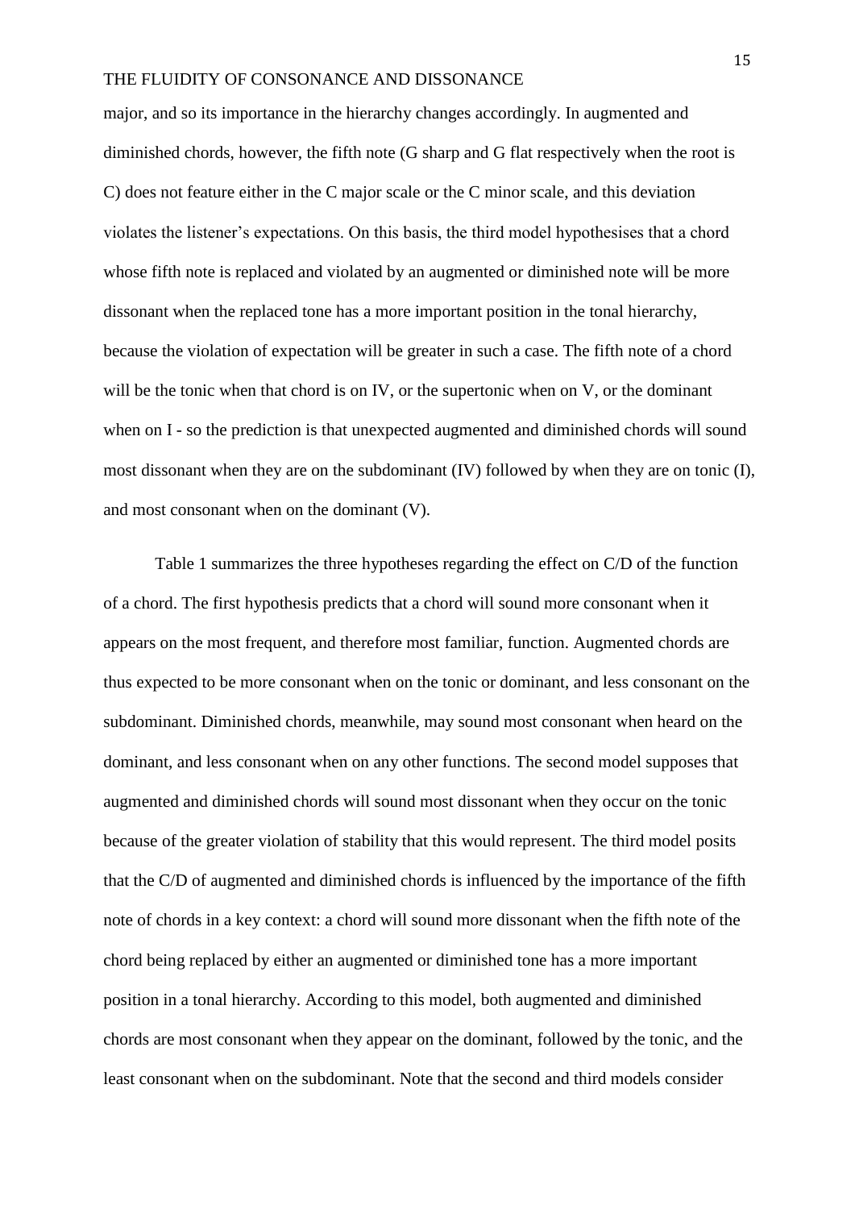major, and so its importance in the hierarchy changes accordingly. In augmented and diminished chords, however, the fifth note (G sharp and G flat respectively when the root is C) does not feature either in the C major scale or the C minor scale, and this deviation violates the listener's expectations. On this basis, the third model hypothesises that a chord whose fifth note is replaced and violated by an augmented or diminished note will be more dissonant when the replaced tone has a more important position in the tonal hierarchy, because the violation of expectation will be greater in such a case. The fifth note of a chord will be the tonic when that chord is on IV, or the supertonic when on V, or the dominant when on I - so the prediction is that unexpected augmented and diminished chords will sound most dissonant when they are on the subdominant (IV) followed by when they are on tonic (I), and most consonant when on the dominant (V).

Table 1 summarizes the three hypotheses regarding the effect on C/D of the function of a chord. The first hypothesis predicts that a chord will sound more consonant when it appears on the most frequent, and therefore most familiar, function. Augmented chords are thus expected to be more consonant when on the tonic or dominant, and less consonant on the subdominant. Diminished chords, meanwhile, may sound most consonant when heard on the dominant, and less consonant when on any other functions. The second model supposes that augmented and diminished chords will sound most dissonant when they occur on the tonic because of the greater violation of stability that this would represent. The third model posits that the C/D of augmented and diminished chords is influenced by the importance of the fifth note of chords in a key context: a chord will sound more dissonant when the fifth note of the chord being replaced by either an augmented or diminished tone has a more important position in a tonal hierarchy. According to this model, both augmented and diminished chords are most consonant when they appear on the dominant, followed by the tonic, and the least consonant when on the subdominant. Note that the second and third models consider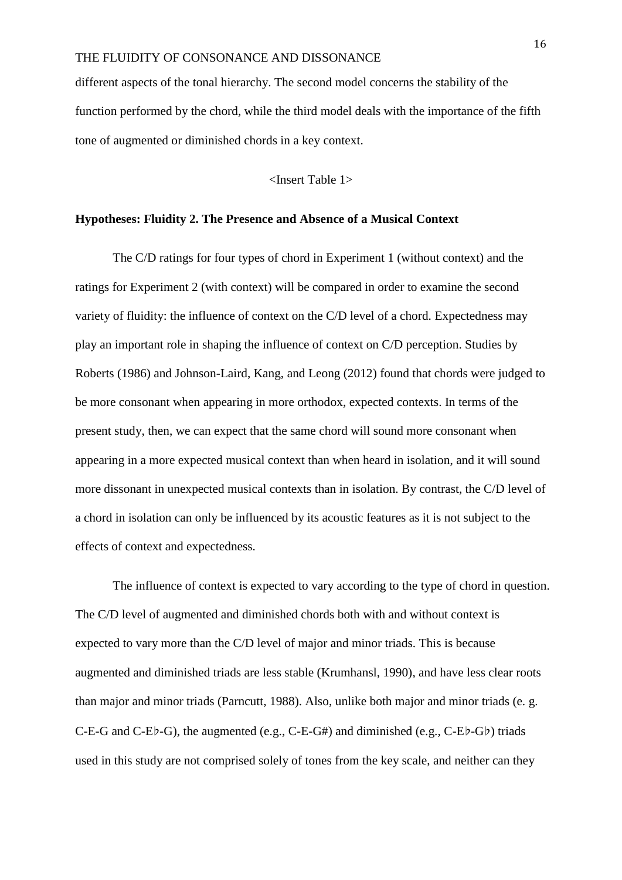different aspects of the tonal hierarchy. The second model concerns the stability of the function performed by the chord, while the third model deals with the importance of the fifth tone of augmented or diminished chords in a key context.

<Insert Table 1>

**Hypotheses: Fluidity 2. The Presence and Absence of a Musical Context**

The C/D ratings for four types of chord in Experiment 1 (without context) and the ratings for Experiment 2 (with context) will be compared in order to examine the second variety of fluidity: the influence of context on the C/D level of a chord. Expectedness may play an important role in shaping the influence of context on C/D perception. Studies by Roberts (1986) and Johnson-Laird, Kang, and Leong (2012) found that chords were judged to be more consonant when appearing in more orthodox, expected contexts. In terms of the present study, then, we can expect that the same chord will sound more consonant when appearing in a more expected musical context than when heard in isolation, and it will sound more dissonant in unexpected musical contexts than in isolation. By contrast, the C/D level of a chord in isolation can only be influenced by its acoustic features as it is not subject to the effects of context and expectedness.

The influence of context is expected to vary according to the type of chord in question. The C/D level of augmented and diminished chords both with and without context is expected to vary more than the C/D level of major and minor triads. This is because augmented and diminished triads are less stable (Krumhansl, 1990), and have less clear roots than major and minor triads (Parncutt, 1988). Also, unlike both major and minor triads (e. g. C-E-G and C-E♭-G), the augmented (e.g., C-E-G#) and diminished (e.g., C-E♭-G♭) triads used in this study are not comprised solely of tones from the key scale, and neither can they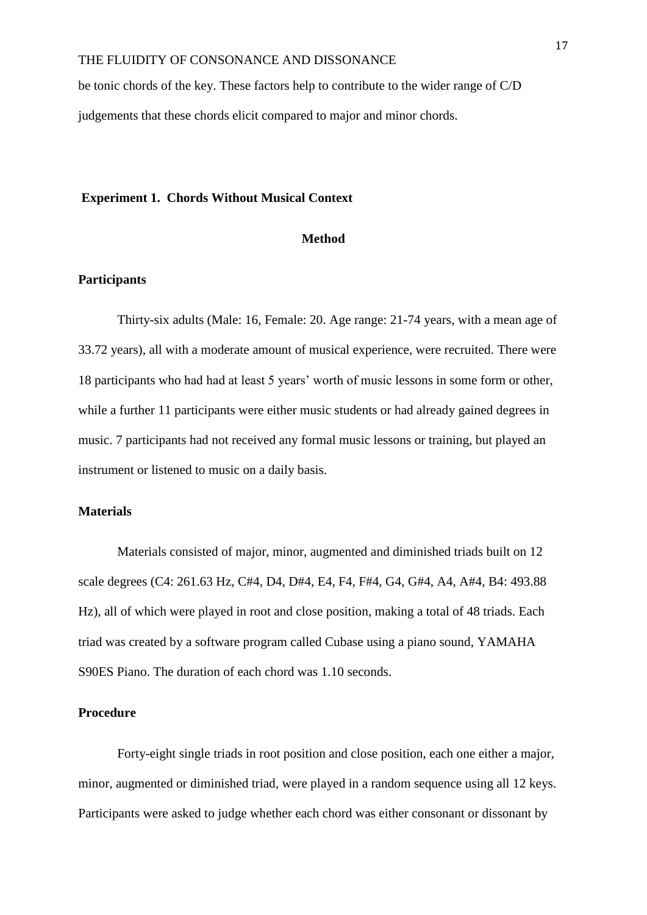be tonic chords of the key. These factors help to contribute to the wider range of C/D judgements that these chords elicit compared to major and minor chords.

## Experiment 1. Chords Without Musical Context

### Method

#### Participants

Thirty-six adults (Male: 16, Female: 20. Age range: 21-74 years, with a mean age of 33.72 years), all with a moderate amount of musical experience, were recruited. There were 18 participants who had had at least 5 years' worth of music lessons in some form or other, while a further 11 participants were either music students or had already gained degrees in music. 7 participants had not received any formal music lessons or training, but played an instrument or listened to music on a daily basis.

#### Materials

Materials consisted of major, minor, augmented and diminished triads built on 12 scale degrees (C4: 261.63 Hz, C#4, D4, D#4, E4, F4, F#4, G4, G#4, A4, A#4, B4: 493.88 Hz), all of which were played in root and close position, making a total of 48 triads. Each triad was created by a software program called Cubase using a piano sound, YAMAHA S90ES Piano. The duration of each chord was 1.10 seconds.

#### Procedure

Forty-eight single triads in root position and close position, each one either a major, minor, augmented or diminished triad, were played in a random sequence using all 12 keys. Participants were asked to judge whether each chord was either consonant or dissonant by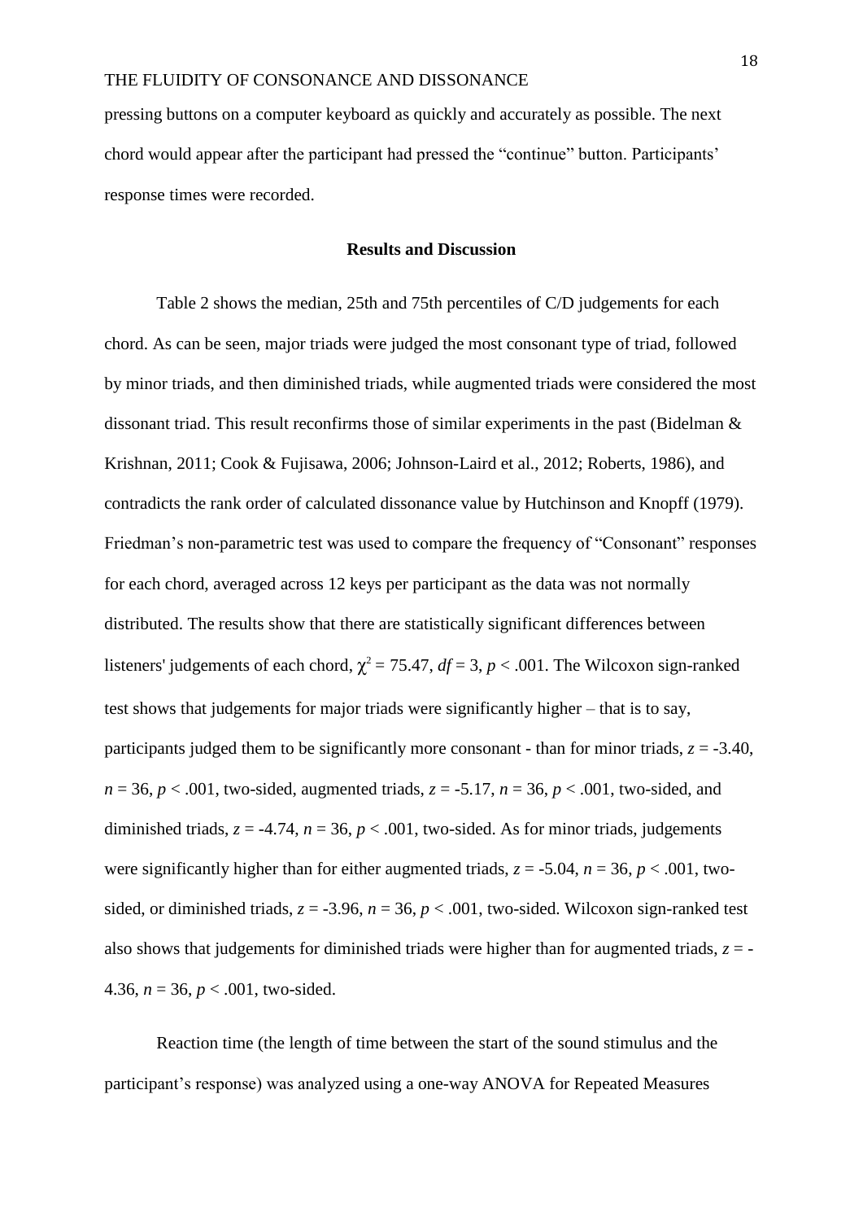pressing buttons on a computer keyboard as quickly and accurately as possible. The next chord would appear after the participant had pressed the "continue" button. Participants' response times were recorded.

## Results and Discussion

Table 2 shows the median, 25th and 75th percentiles of C/D judgements for each chord. As can be seen, major triads were judged the most consonant type of triad, followed by minor triads, and then diminished triads, while augmented triads were considered the most dissonant triad. This result reconfirms those of similar experiments in the past (Bidelman & Krishnan, 2011; Cook & Fujisawa, 2006; Johnson-Laird et al., 2012; Roberts, 1986), and contradicts the rank order of calculated dissonance value by Hutchinson and Knopff (1979). Friedman's non-parametric test was used to compare the frequency of "Consonant" responses for each chord, averaged across 12 keys per participant as the data was not normally distributed. The results show that there are statistically significant differences between listeners' judgements of each chord, $\chi^2 = 75.47$, $df = 3$, $p < .001$. The Wilcoxon sign-ranked test shows that judgements for major triads were significantly higher – that is to say, participants judged them to be significantly more consonant - than for minor triads, $z = -3.40$, $n = 36$, $p < .001$, two-sided, augmented triads, $z = -5.17$, $n = 36$, $p < .001$, two-sided, and diminished triads, $z = -4.74$, $n = 36$, $p < .001$, two-sided. As for minor triads, judgements were significantly higher than for either augmented triads, $z = -5.04$, $n = 36$, $p < .001$, two-sided, or diminished triads, $z = -3.96$, $n = 36$, $p < .001$, two-sided. Wilcoxon sign-ranked test also shows that judgements for diminished triads were higher than for augmented triads, $z = -4.36$, $n = 36$, $p < .001$, two-sided.

Reaction time (the length of time between the start of the sound stimulus and the participant's response) was analyzed using a one-way ANOVA for Repeated Measures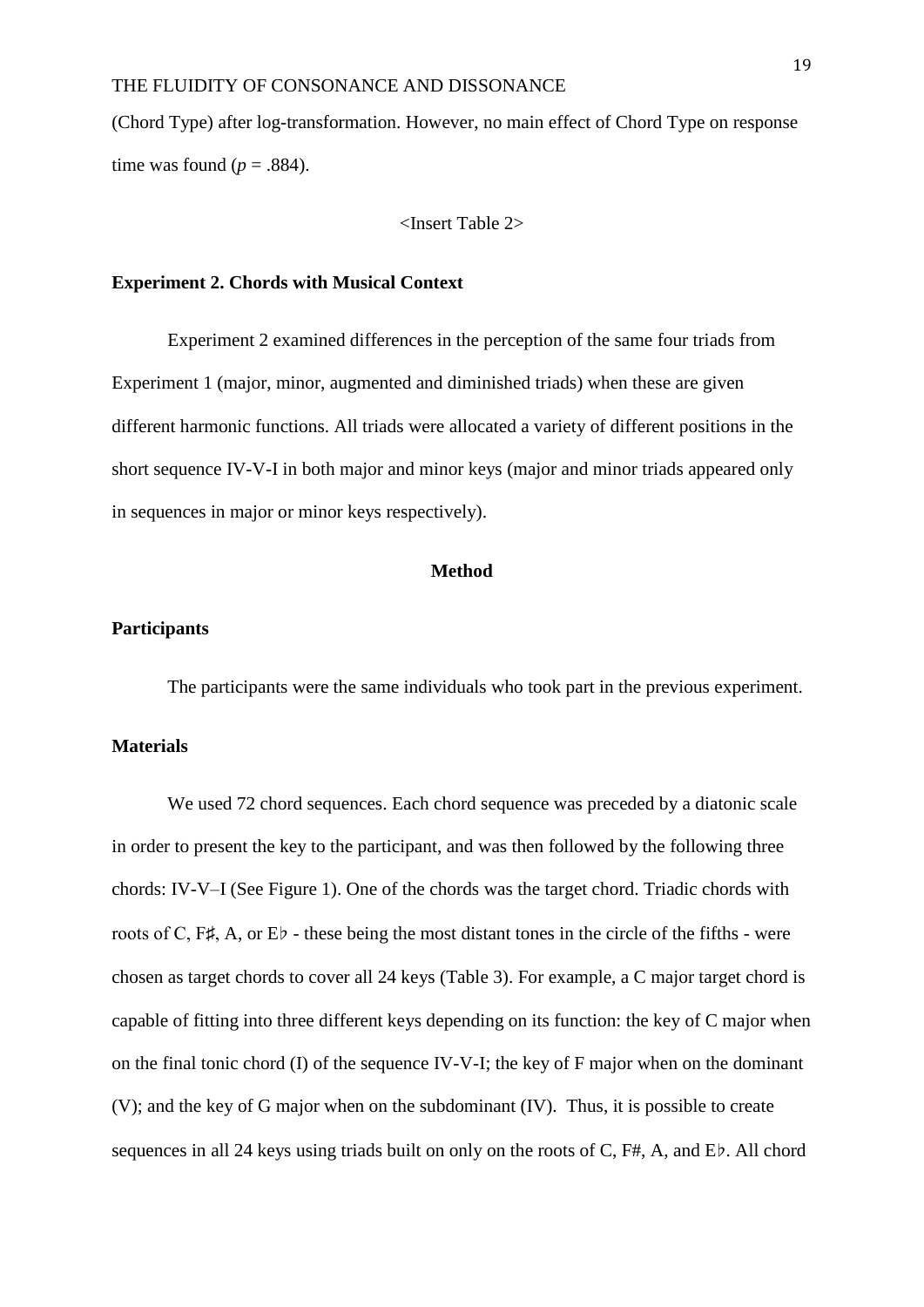(Chord Type) after log-transformation. However, no main effect of Chord Type on response time was found ($p$ = .884).

<Insert Table 2>

**Experiment 2. Chords with Musical Context**

Experiment 2 examined differences in the perception of the same four triads from Experiment 1 (major, minor, augmented and diminished triads) when these are given different harmonic functions. All triads were allocated a variety of different positions in the short sequence IV-V-I in both major and minor keys (major and minor triads appeared only in sequences in major or minor keys respectively).

## Method

**Participants**

The participants were the same individuals who took part in the previous experiment.

**Materials**

We used 72 chord sequences. Each chord sequence was preceded by a diatonic scale in order to present the key to the participant, and was then followed by the following three chords: IV-V–I (See Figure 1). One of the chords was the target chord. Triadic chords with roots of C, F♯, A, or E♭ - these being the most distant tones in the circle of the fifths - were chosen as target chords to cover all 24 keys (Table 3). For example, a C major target chord is capable of fitting into three different keys depending on its function: the key of C major when on the final tonic chord (I) of the sequence IV-V-I; the key of F major when on the dominant (V); and the key of G major when on the subdominant (IV). Thus, it is possible to create sequences in all 24 keys using triads built on only on the roots of C, F#, A, and E♭. All chord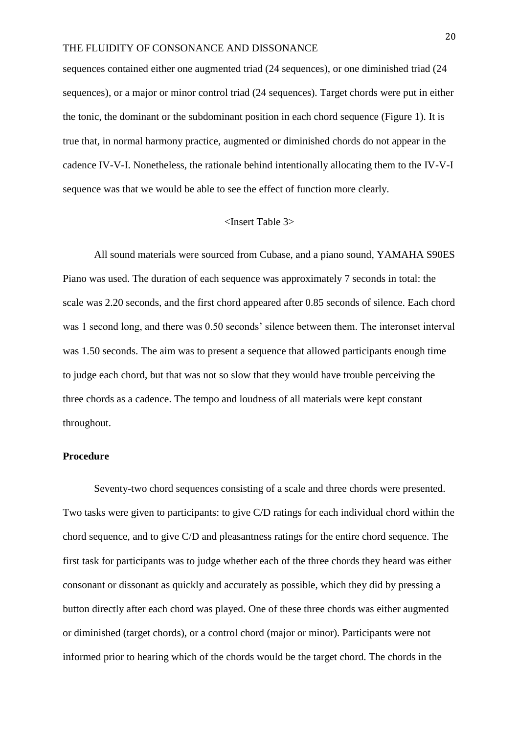sequences contained either one augmented triad (24 sequences), or one diminished triad (24 sequences), or a major or minor control triad (24 sequences). Target chords were put in either the tonic, the dominant or the subdominant position in each chord sequence (Figure 1). It is true that, in normal harmony practice, augmented or diminished chords do not appear in the cadence IV-V-I. Nonetheless, the rationale behind intentionally allocating them to the IV-V-I sequence was that we would be able to see the effect of function more clearly.

<Insert Table 3>

All sound materials were sourced from Cubase, and a piano sound, YAMAHA S90ES Piano was used. The duration of each sequence was approximately 7 seconds in total: the scale was 2.20 seconds, and the first chord appeared after 0.85 seconds of silence. Each chord was 1 second long, and there was 0.50 seconds' silence between them. The interonset interval was 1.50 seconds. The aim was to present a sequence that allowed participants enough time to judge each chord, but that was not so slow that they would have trouble perceiving the three chords as a cadence. The tempo and loudness of all materials were kept constant throughout.

**Procedure**

Seventy-two chord sequences consisting of a scale and three chords were presented. Two tasks were given to participants: to give C/D ratings for each individual chord within the chord sequence, and to give C/D and pleasantness ratings for the entire chord sequence. The first task for participants was to judge whether each of the three chords they heard was either consonant or dissonant as quickly and accurately as possible, which they did by pressing a button directly after each chord was played. One of these three chords was either augmented or diminished (target chords), or a control chord (major or minor). Participants were not informed prior to hearing which of the chords would be the target chord. The chords in the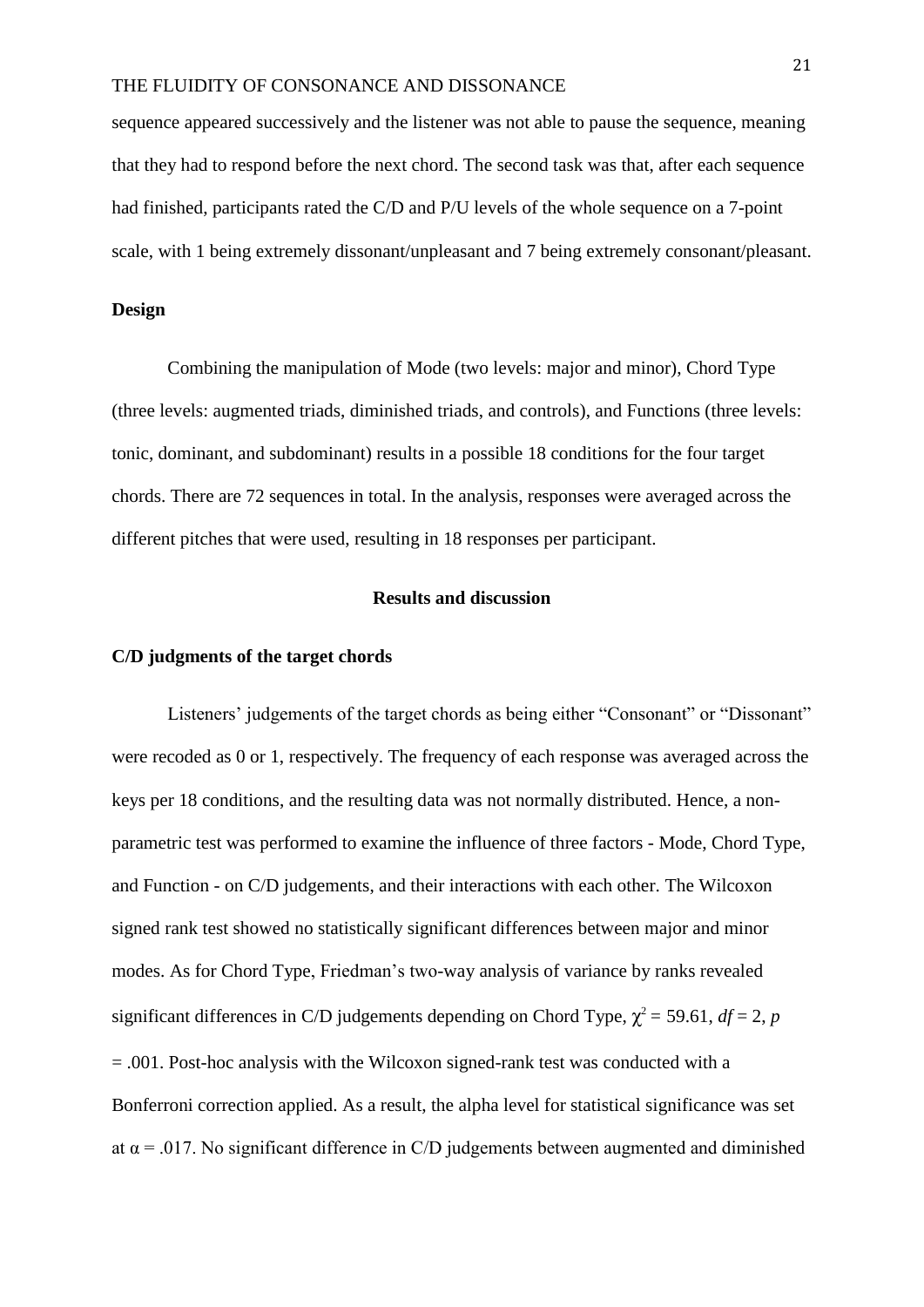sequence appeared successively and the listener was not able to pause the sequence, meaning that they had to respond before the next chord. The second task was that, after each sequence had finished, participants rated the C/D and P/U levels of the whole sequence on a 7-point scale, with 1 being extremely dissonant/unpleasant and 7 being extremely consonant/pleasant.

## Design

Combining the manipulation of Mode (two levels: major and minor), Chord Type (three levels: augmented triads, diminished triads, and controls), and Functions (three levels: tonic, dominant, and subdominant) results in a possible 18 conditions for the four target chords. There are 72 sequences in total. In the analysis, responses were averaged across the different pitches that were used, resulting in 18 responses per participant.

## Results and discussion

### C/D judgments of the target chords

Listeners' judgements of the target chords as being either "Consonant" or "Dissonant" were recoded as 0 or 1, respectively. The frequency of each response was averaged across the keys per 18 conditions, and the resulting data was not normally distributed. Hence, a non-parametric test was performed to examine the influence of three factors - Mode, Chord Type, and Function - on C/D judgements, and their interactions with each other. The Wilcoxon signed rank test showed no statistically significant differences between major and minor modes. As for Chord Type, Friedman's two-way analysis of variance by ranks revealed significant differences in C/D judgements depending on Chord Type, $\chi^2 = 59.61$, $df = 2$, $p = .001$. Post-hoc analysis with the Wilcoxon signed-rank test was conducted with a Bonferroni correction applied. As a result, the alpha level for statistical significance was set at $\alpha = .017$. No significant difference in C/D judgements between augmented and diminished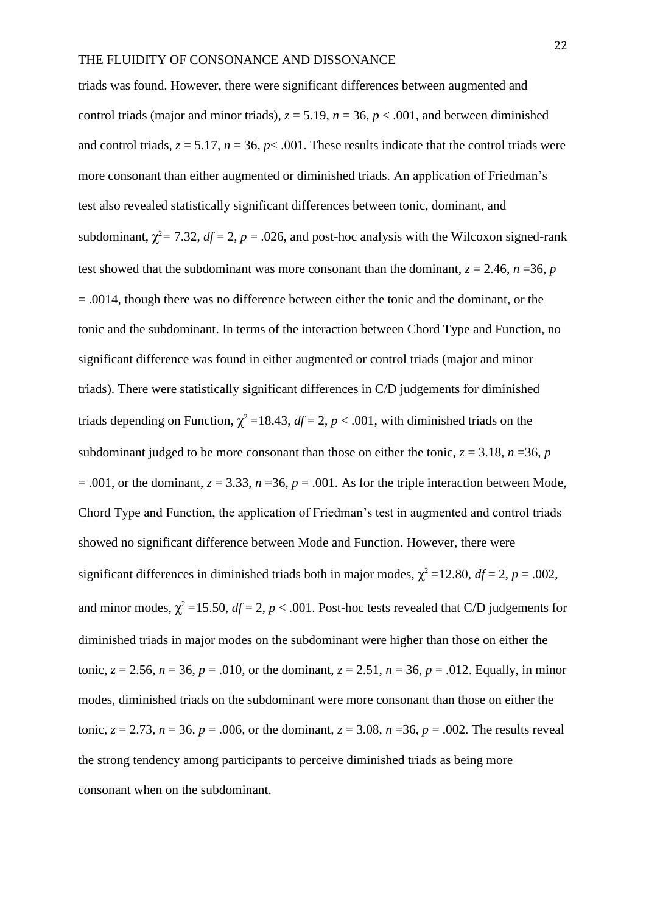triads was found. However, there were significant differences between augmented and control triads (major and minor triads), $z = 5.19$, $n = 36$, $p < .001$, and between diminished and control triads, $z = 5.17$, $n = 36$, $p < .001$. These results indicate that the control triads were more consonant than either augmented or diminished triads. An application of Friedman's test also revealed statistically significant differences between tonic, dominant, and subdominant, $\chi^2 = 7.32$, $df = 2$, $p = .026$, and post-hoc analysis with the Wilcoxon signed-rank test showed that the subdominant was more consonant than the dominant, $z = 2.46$, $n = 36$, $p = .0014$, though there was no difference between either the tonic and the dominant, or the tonic and the subdominant. In terms of the interaction between Chord Type and Function, no significant difference was found in either augmented or control triads (major and minor triads). There were statistically significant differences in C/D judgements for diminished triads depending on Function, $\chi^2 = 18.43$, $df = 2$, $p < .001$, with diminished triads on the subdominant judged to be more consonant than those on either the tonic, $z = 3.18$, $n = 36$, $p = .001$, or the dominant, $z = 3.33$, $n = 36$, $p = .001$. As for the triple interaction between Mode, Chord Type and Function, the application of Friedman's test in augmented and control triads showed no significant difference between Mode and Function. However, there were significant differences in diminished triads both in major modes, $\chi^2 = 12.80$, $df = 2$, $p = .002$, and minor modes, $\chi^2 = 15.50$, $df = 2$, $p < .001$. Post-hoc tests revealed that C/D judgements for diminished triads in major modes on the subdominant were higher than those on either the tonic, $z = 2.56$, $n = 36$, $p = .010$, or the dominant, $z = 2.51$, $n = 36$, $p = .012$. Equally, in minor modes, diminished triads on the subdominant were more consonant than those on either the tonic, $z = 2.73$, $n = 36$, $p = .006$, or the dominant, $z = 3.08$, $n = 36$, $p = .002$. The results reveal the strong tendency among participants to perceive diminished triads as being more consonant when on the subdominant.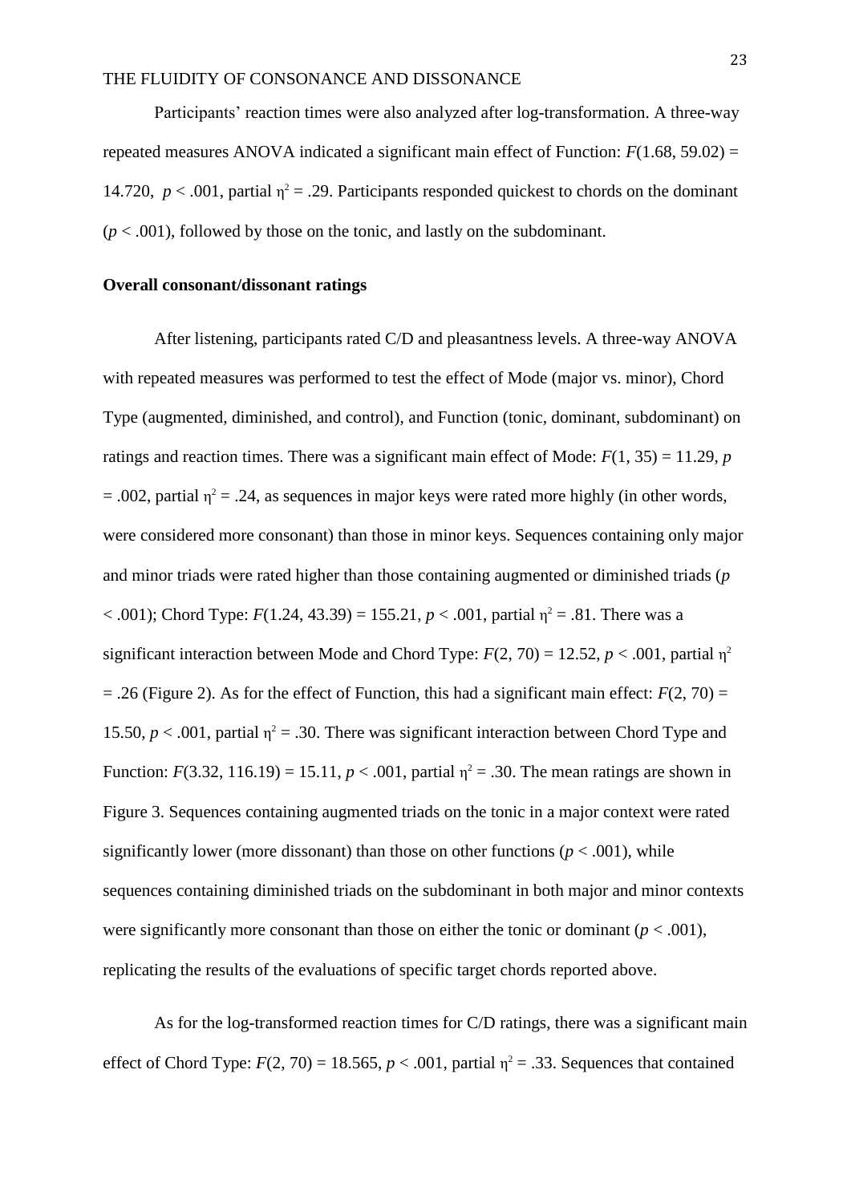Participants' reaction times were also analyzed after log-transformation. A three-way repeated measures ANOVA indicated a significant main effect of Function: $F(1.68, 59.02) = 14.720$, $p < .001$, partial $\eta^2 = .29$. Participants responded quickest to chords on the dominant ($p < .001$), followed by those on the tonic, and lastly on the subdominant.

**Overall consonant/dissonant ratings**

After listening, participants rated C/D and pleasantness levels. A three-way ANOVA with repeated measures was performed to test the effect of Mode (major vs. minor), Chord Type (augmented, diminished, and control), and Function (tonic, dominant, subdominant) on ratings and reaction times. There was a significant main effect of Mode: $F(1, 35) = 11.29$, $p = .002$, partial $\eta^2 = .24$, as sequences in major keys were rated more highly (in other words, were considered more consonant) than those in minor keys. Sequences containing only major and minor triads were rated higher than those containing augmented or diminished triads ($p < .001$); Chord Type: $F(1.24, 43.39) = 155.21$, $p < .001$, partial $\eta^2 = .81$. There was a significant interaction between Mode and Chord Type: $F(2, 70) = 12.52$, $p < .001$, partial $\eta^2 = .26$ (Figure 2). As for the effect of Function, this had a significant main effect: $F(2, 70) = 15.50$, $p < .001$, partial $\eta^2 = .30$. There was significant interaction between Chord Type and Function: $F(3.32, 116.19) = 15.11$, $p < .001$, partial $\eta^2 = .30$. The mean ratings are shown in Figure 3. Sequences containing augmented triads on the tonic in a major context were rated significantly lower (more dissonant) than those on other functions ($p < .001$), while sequences containing diminished triads on the subdominant in both major and minor contexts were significantly more consonant than those on either the tonic or dominant ($p < .001$), replicating the results of the evaluations of specific target chords reported above.

As for the log-transformed reaction times for C/D ratings, there was a significant main effect of Chord Type: $F(2, 70) = 18.565$, $p < .001$, partial $\eta^2 = .33$. Sequences that contained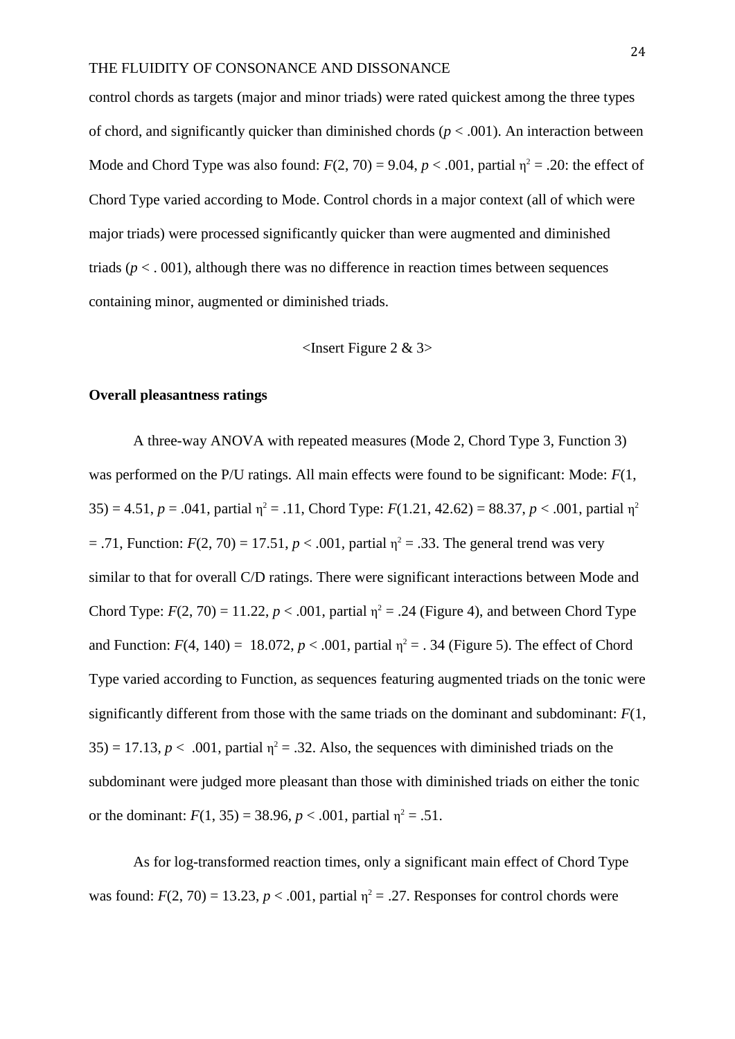control chords as targets (major and minor triads) were rated quickest among the three types of chord, and significantly quicker than diminished chords ($p < .001$). An interaction between Mode and Chord Type was also found: $F(2, 70) = 9.04$, $p < .001$, partial $\eta^2 = .20$: the effect of Chord Type varied according to Mode. Control chords in a major context (all of which were major triads) were processed significantly quicker than were augmented and diminished triads ($p < .001$), although there was no difference in reaction times between sequences containing minor, augmented or diminished triads.

<Insert Figure 2 & 3>

**Overall pleasantness ratings**

A three-way ANOVA with repeated measures (Mode 2, Chord Type 3, Function 3) was performed on the P/U ratings. All main effects were found to be significant: Mode: $F(1, 35) = 4.51$, $p = .041$, partial $\eta^2 = .11$, Chord Type: $F(1.21, 42.62) = 88.37$, $p < .001$, partial $\eta^2 = .71$, Function: $F(2, 70) = 17.51$, $p < .001$, partial $\eta^2 = .33$. The general trend was very similar to that for overall C/D ratings. There were significant interactions between Mode and Chord Type: $F(2, 70) = 11.22$, $p < .001$, partial $\eta^2 = .24$ (Figure 4), and between Chord Type and Function: $F(4, 140) = 18.072$, $p < .001$, partial $\eta^2 = .34$ (Figure 5). The effect of Chord Type varied according to Function, as sequences featuring augmented triads on the tonic were significantly different from those with the same triads on the dominant and subdominant: $F(1, 35) = 17.13$, $p < .001$, partial $\eta^2 = .32$. Also, the sequences with diminished triads on the subdominant were judged more pleasant than those with diminished triads on either the tonic or the dominant: $F(1, 35) = 38.96$, $p < .001$, partial $\eta^2 = .51$.

As for log-transformed reaction times, only a significant main effect of Chord Type was found: $F(2, 70) = 13.23$, $p < .001$, partial $\eta^2 = .27$. Responses for control chords were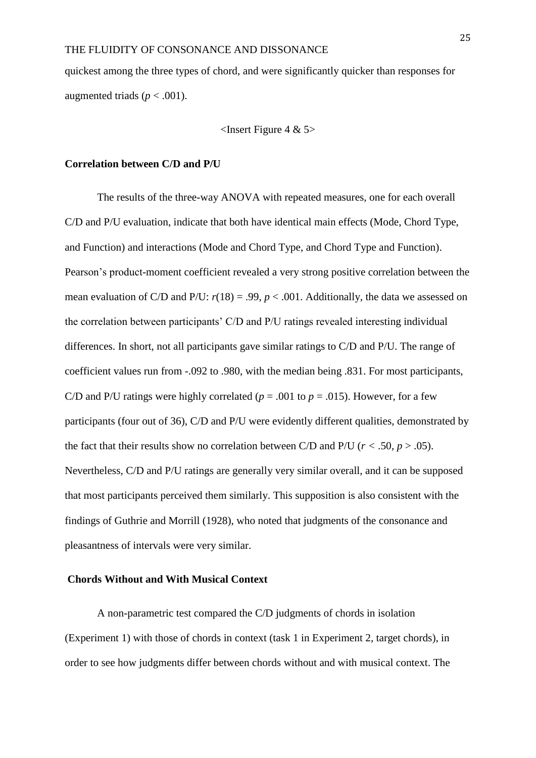quickest among the three types of chord, and were significantly quicker than responses for augmented triads ($p < .001$).

<Insert Figure 4 & 5>

**Correlation between C/D and P/U**

The results of the three-way ANOVA with repeated measures, one for each overall C/D and P/U evaluation, indicate that both have identical main effects (Mode, Chord Type, and Function) and interactions (Mode and Chord Type, and Chord Type and Function). Pearson's product-moment coefficient revealed a very strong positive correlation between the mean evaluation of C/D and P/U: $r(18) = .99$, $p < .001$. Additionally, the data we assessed on the correlation between participants' C/D and P/U ratings revealed interesting individual differences. In short, not all participants gave similar ratings to C/D and P/U. The range of coefficient values run from -.092 to .980, with the median being .831. For most participants, C/D and P/U ratings were highly correlated ($p = .001$ to $p = .015$). However, for a few participants (four out of 36), C/D and P/U were evidently different qualities, demonstrated by the fact that their results show no correlation between C/D and P/U ($r < .50$, $p > .05$). Nevertheless, C/D and P/U ratings are generally very similar overall, and it can be supposed that most participants perceived them similarly. This supposition is also consistent with the findings of Guthrie and Morrill (1928), who noted that judgments of the consonance and pleasantness of intervals were very similar.

**Chords Without and With Musical Context**

A non-parametric test compared the C/D judgments of chords in isolation (Experiment 1) with those of chords in context (task 1 in Experiment 2, target chords), in order to see how judgments differ between chords without and with musical context. The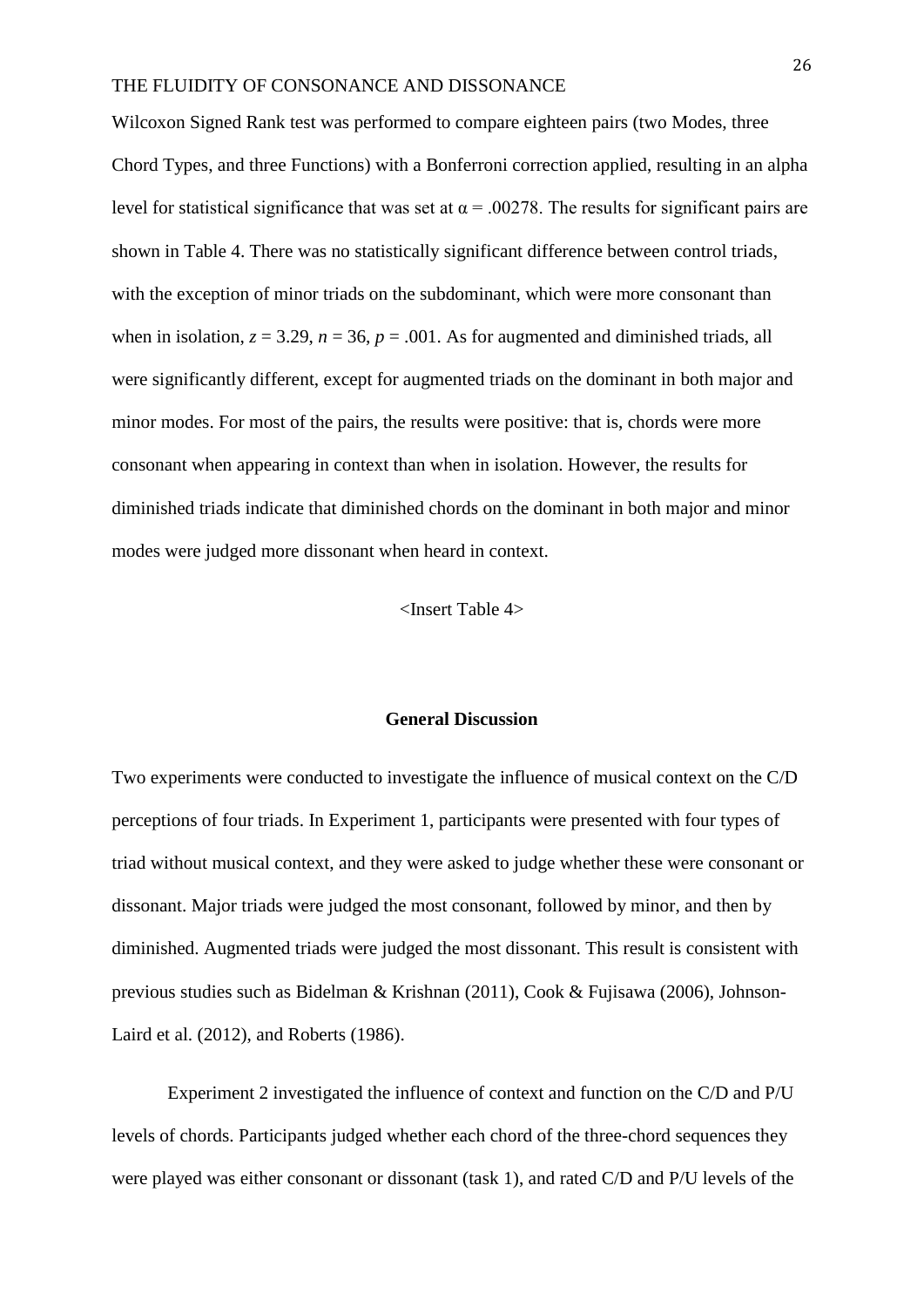Wilcoxon Signed Rank test was performed to compare eighteen pairs (two Modes, three Chord Types, and three Functions) with a Bonferroni correction applied, resulting in an alpha level for statistical significance that was set at $\alpha = .00278$. The results for significant pairs are shown in Table 4. There was no statistically significant difference between control triads, with the exception of minor triads on the subdominant, which were more consonant than when in isolation, $z = 3.29$, $n = 36$, $p = .001$. As for augmented and diminished triads, all were significantly different, except for augmented triads on the dominant in both major and minor modes. For most of the pairs, the results were positive: that is, chords were more consonant when appearing in context than when in isolation. However, the results for diminished triads indicate that diminished chords on the dominant in both major and minor modes were judged more dissonant when heard in context.

<Insert Table 4>

## General Discussion

Two experiments were conducted to investigate the influence of musical context on the C/D perceptions of four triads. In Experiment 1, participants were presented with four types of triad without musical context, and they were asked to judge whether these were consonant or dissonant. Major triads were judged the most consonant, followed by minor, and then by diminished. Augmented triads were judged the most dissonant. This result is consistent with previous studies such as Bidelman & Krishnan (2011), Cook & Fujisawa (2006), Johnson-Laird et al. (2012), and Roberts (1986).

Experiment 2 investigated the influence of context and function on the C/D and P/U levels of chords. Participants judged whether each chord of the three-chord sequences they were played was either consonant or dissonant (task 1), and rated C/D and P/U levels of the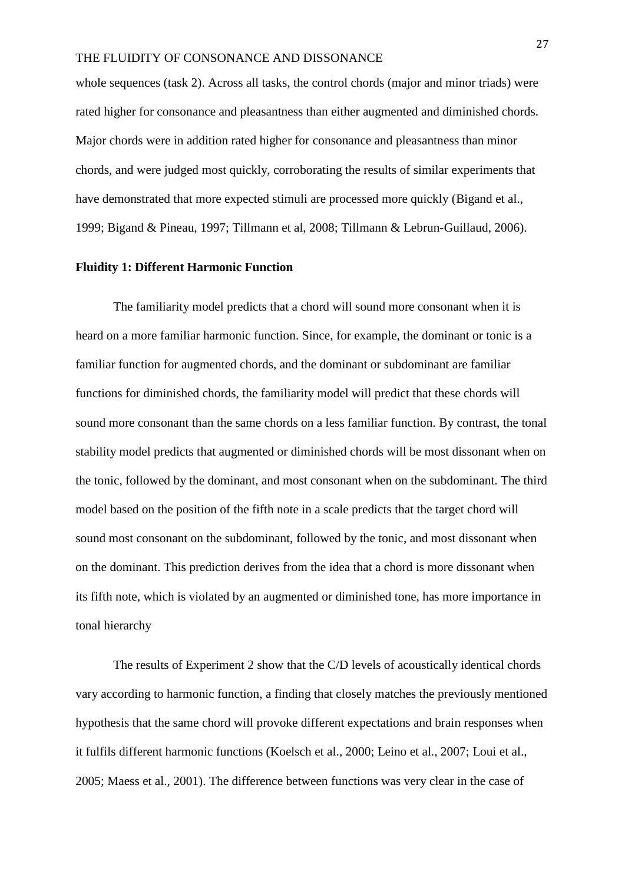whole sequences (task 2). Across all tasks, the control chords (major and minor triads) were rated higher for consonance and pleasantness than either augmented and diminished chords. Major chords were in addition rated higher for consonance and pleasantness than minor chords, and were judged most quickly, corroborating the results of similar experiments that have demonstrated that more expected stimuli are processed more quickly (Bigand et al., 1999; Bigand & Pineau, 1997; Tillmann et al, 2008; Tillmann & Lebrun-Guillaud, 2006).

**Fluidity 1: Different Harmonic Function**

The familiarity model predicts that a chord will sound more consonant when it is heard on a more familiar harmonic function. Since, for example, the dominant or tonic is a familiar function for augmented chords, and the dominant or subdominant are familiar functions for diminished chords, the familiarity model will predict that these chords will sound more consonant than the same chords on a less familiar function. By contrast, the tonal stability model predicts that augmented or diminished chords will be most dissonant when on the tonic, followed by the dominant, and most consonant when on the subdominant. The third model based on the position of the fifth note in a scale predicts that the target chord will sound most consonant on the subdominant, followed by the tonic, and most dissonant when on the dominant. This prediction derives from the idea that a chord is more dissonant when its fifth note, which is violated by an augmented or diminished tone, has more importance in tonal hierarchy

The results of Experiment 2 show that the C/D levels of acoustically identical chords vary according to harmonic function, a finding that closely matches the previously mentioned hypothesis that the same chord will provoke different expectations and brain responses when it fulfils different harmonic functions (Koelsch et al., 2000; Leino et al., 2007; Loui et al., 2005; Maess et al., 2001). The difference between functions was very clear in the case of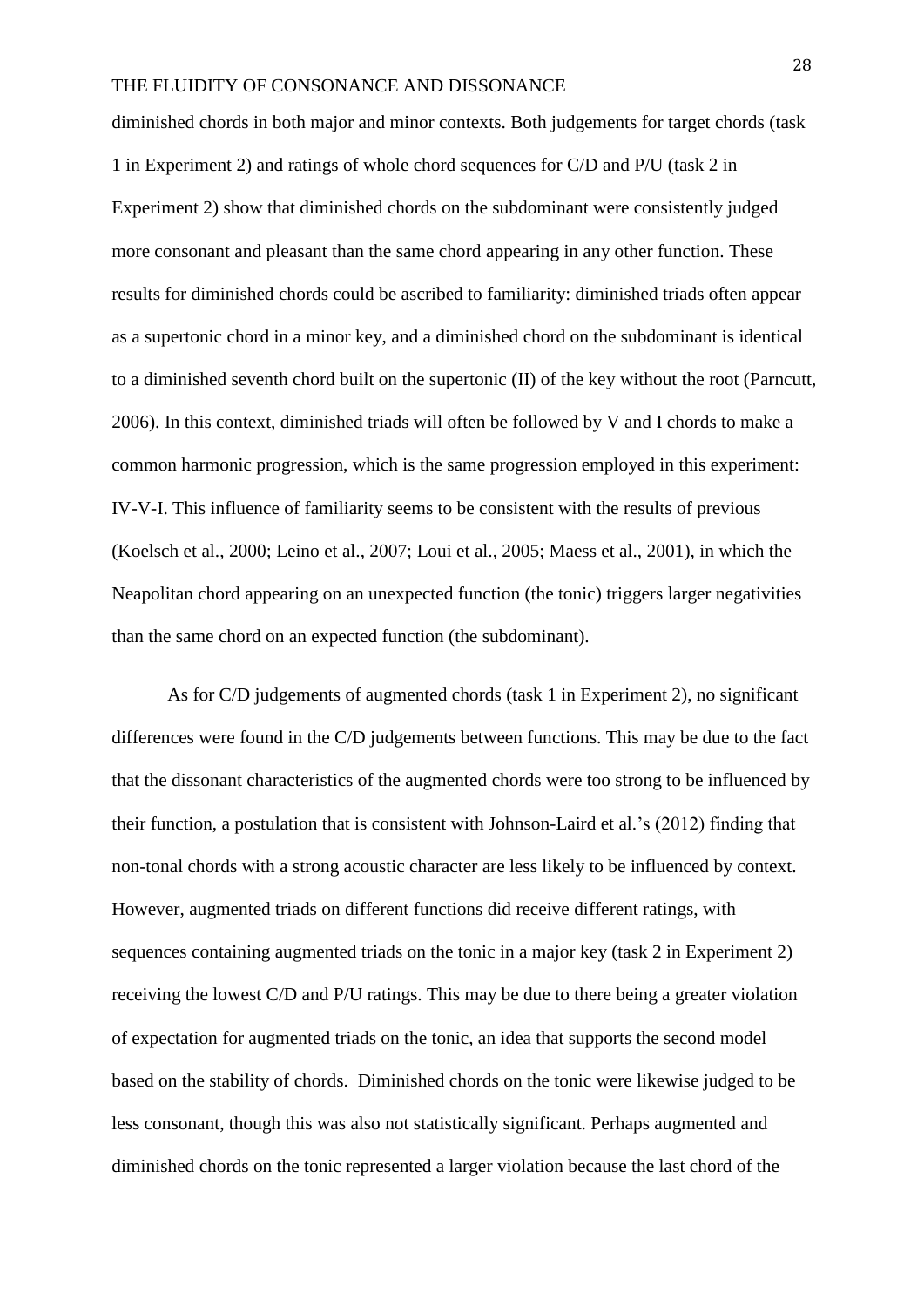diminished chords in both major and minor contexts. Both judgements for target chords (task 1 in Experiment 2) and ratings of whole chord sequences for C/D and P/U (task 2 in Experiment 2) show that diminished chords on the subdominant were consistently judged more consonant and pleasant than the same chord appearing in any other function. These results for diminished chords could be ascribed to familiarity: diminished triads often appear as a supertonic chord in a minor key, and a diminished chord on the subdominant is identical to a diminished seventh chord built on the supertonic (II) of the key without the root (Parncutt, 2006). In this context, diminished triads will often be followed by V and I chords to make a common harmonic progression, which is the same progression employed in this experiment: IV-V-I. This influence of familiarity seems to be consistent with the results of previous (Koelsch et al., 2000; Leino et al., 2007; Loui et al., 2005; Maess et al., 2001), in which the Neapolitan chord appearing on an unexpected function (the tonic) triggers larger negativities than the same chord on an expected function (the subdominant).

As for C/D judgements of augmented chords (task 1 in Experiment 2), no significant differences were found in the C/D judgements between functions. This may be due to the fact that the dissonant characteristics of the augmented chords were too strong to be influenced by their function, a postulation that is consistent with Johnson-Laird et al.'s (2012) finding that non-tonal chords with a strong acoustic character are less likely to be influenced by context. However, augmented triads on different functions did receive different ratings, with sequences containing augmented triads on the tonic in a major key (task 2 in Experiment 2) receiving the lowest C/D and P/U ratings. This may be due to there being a greater violation of expectation for augmented triads on the tonic, an idea that supports the second model based on the stability of chords. Diminished chords on the tonic were likewise judged to be less consonant, though this was also not statistically significant. Perhaps augmented and diminished chords on the tonic represented a larger violation because the last chord of the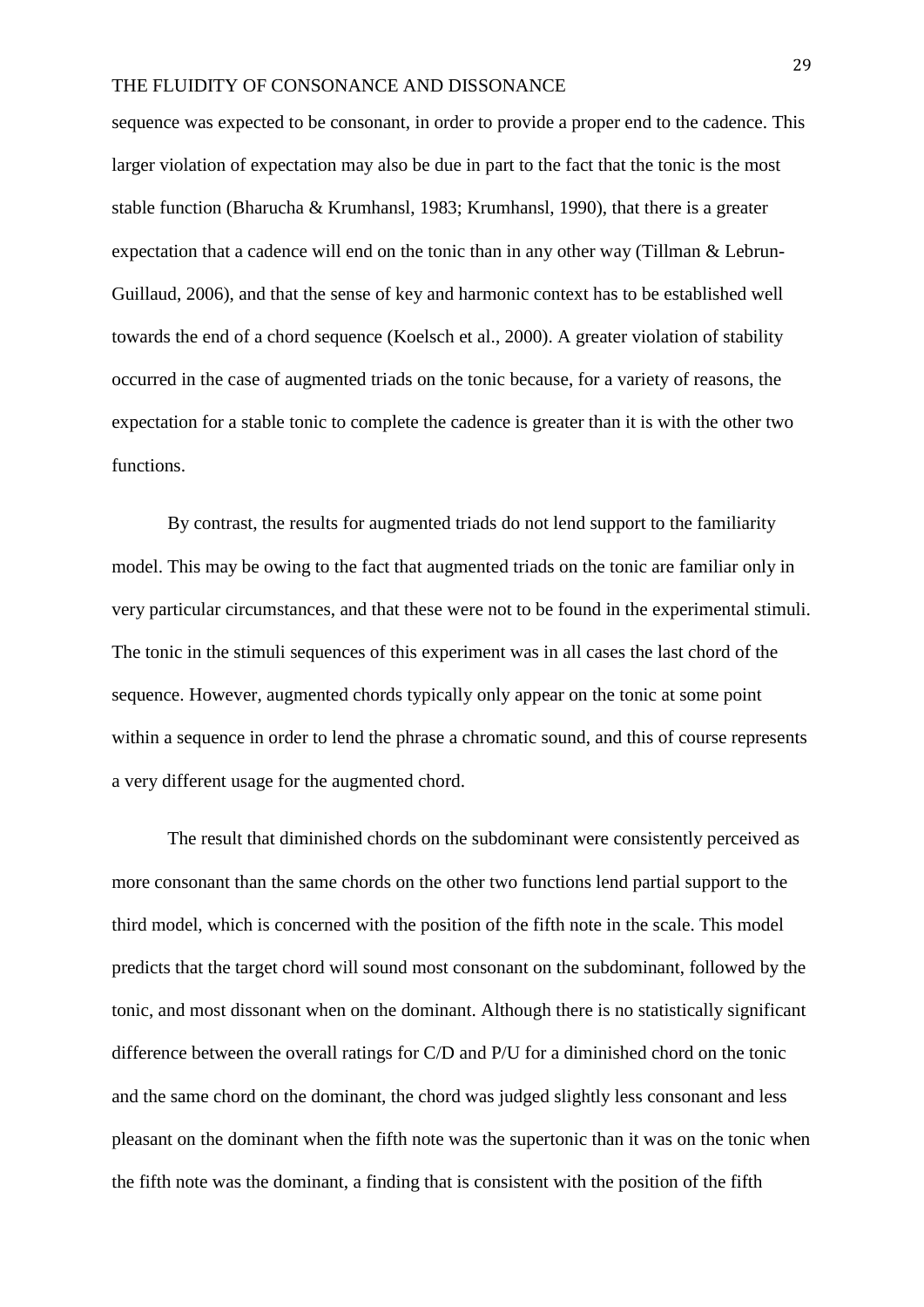sequence was expected to be consonant, in order to provide a proper end to the cadence. This larger violation of expectation may also be due in part to the fact that the tonic is the most stable function (Bharucha & Krumhansl, 1983; Krumhansl, 1990), that there is a greater expectation that a cadence will end on the tonic than in any other way (Tillman & Lebrun-Guillaud, 2006), and that the sense of key and harmonic context has to be established well towards the end of a chord sequence (Koelsch et al., 2000). A greater violation of stability occurred in the case of augmented triads on the tonic because, for a variety of reasons, the expectation for a stable tonic to complete the cadence is greater than it is with the other two functions.

By contrast, the results for augmented triads do not lend support to the familiarity model. This may be owing to the fact that augmented triads on the tonic are familiar only in very particular circumstances, and that these were not to be found in the experimental stimuli. The tonic in the stimuli sequences of this experiment was in all cases the last chord of the sequence. However, augmented chords typically only appear on the tonic at some point within a sequence in order to lend the phrase a chromatic sound, and this of course represents a very different usage for the augmented chord.

The result that diminished chords on the subdominant were consistently perceived as more consonant than the same chords on the other two functions lend partial support to the third model, which is concerned with the position of the fifth note in the scale. This model predicts that the target chord will sound most consonant on the subdominant, followed by the tonic, and most dissonant when on the dominant. Although there is no statistically significant difference between the overall ratings for C/D and P/U for a diminished chord on the tonic and the same chord on the dominant, the chord was judged slightly less consonant and less pleasant on the dominant when the fifth note was the supertonic than it was on the tonic when the fifth note was the dominant, a finding that is consistent with the position of the fifth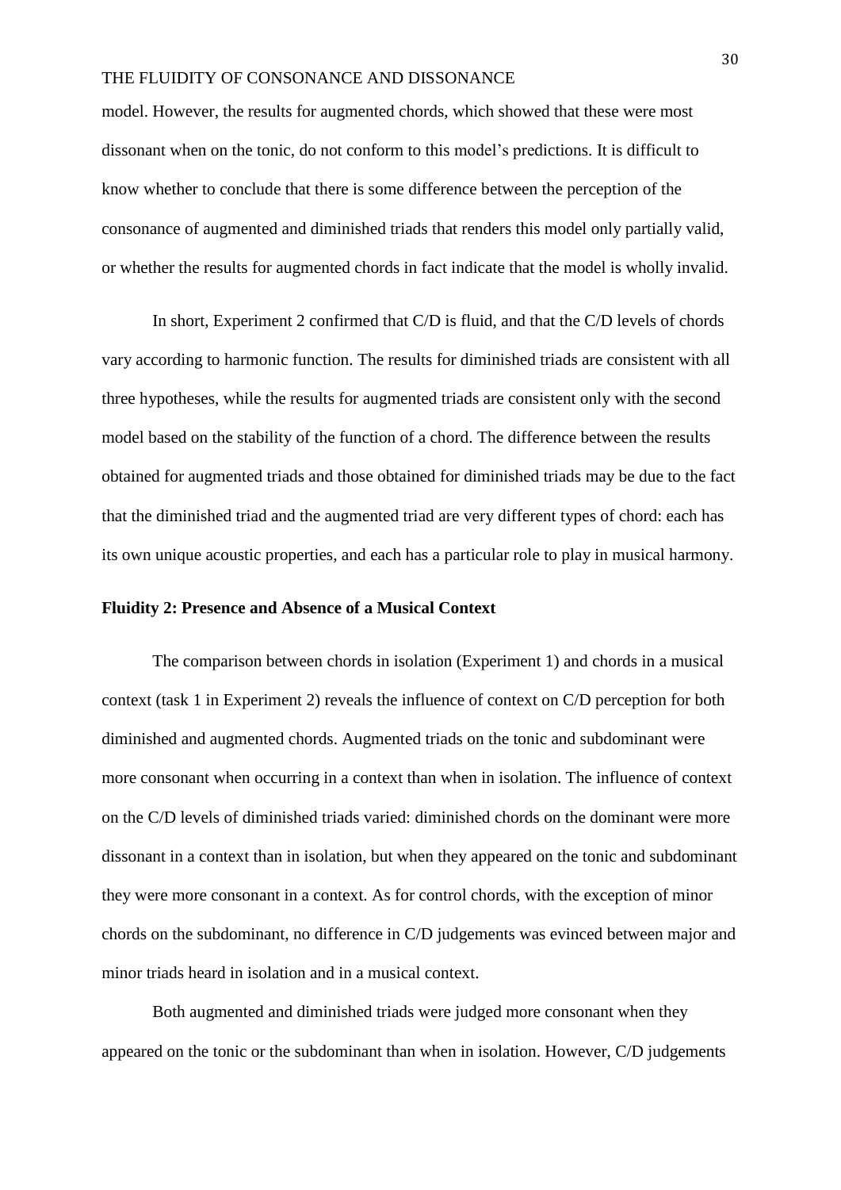model. However, the results for augmented chords, which showed that these were most dissonant when on the tonic, do not conform to this model's predictions. It is difficult to know whether to conclude that there is some difference between the perception of the consonance of augmented and diminished triads that renders this model only partially valid, or whether the results for augmented chords in fact indicate that the model is wholly invalid.

In short, Experiment 2 confirmed that C/D is fluid, and that the C/D levels of chords vary according to harmonic function. The results for diminished triads are consistent with all three hypotheses, while the results for augmented triads are consistent only with the second model based on the stability of the function of a chord. The difference between the results obtained for augmented triads and those obtained for diminished triads may be due to the fact that the diminished triad and the augmented triad are very different types of chord: each has its own unique acoustic properties, and each has a particular role to play in musical harmony.

**Fluidity 2: Presence and Absence of a Musical Context**

The comparison between chords in isolation (Experiment 1) and chords in a musical context (task 1 in Experiment 2) reveals the influence of context on C/D perception for both diminished and augmented chords. Augmented triads on the tonic and subdominant were more consonant when occurring in a context than when in isolation. The influence of context on the C/D levels of diminished triads varied: diminished chords on the dominant were more dissonant in a context than in isolation, but when they appeared on the tonic and subdominant they were more consonant in a context. As for control chords, with the exception of minor chords on the subdominant, no difference in C/D judgements was evinced between major and minor triads heard in isolation and in a musical context.

Both augmented and diminished triads were judged more consonant when they appeared on the tonic or the subdominant than when in isolation. However, C/D judgements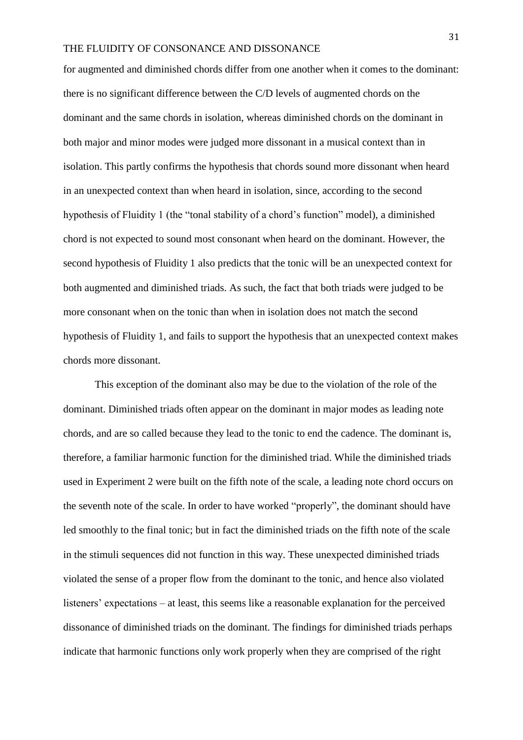for augmented and diminished chords differ from one another when it comes to the dominant: there is no significant difference between the C/D levels of augmented chords on the dominant and the same chords in isolation, whereas diminished chords on the dominant in both major and minor modes were judged more dissonant in a musical context than in isolation. This partly confirms the hypothesis that chords sound more dissonant when heard in an unexpected context than when heard in isolation, since, according to the second hypothesis of Fluidity 1 (the "tonal stability of a chord's function" model), a diminished chord is not expected to sound most consonant when heard on the dominant. However, the second hypothesis of Fluidity 1 also predicts that the tonic will be an unexpected context for both augmented and diminished triads. As such, the fact that both triads were judged to be more consonant when on the tonic than when in isolation does not match the second hypothesis of Fluidity 1, and fails to support the hypothesis that an unexpected context makes chords more dissonant.

This exception of the dominant also may be due to the violation of the role of the dominant. Diminished triads often appear on the dominant in major modes as leading note chords, and are so called because they lead to the tonic to end the cadence. The dominant is, therefore, a familiar harmonic function for the diminished triad. While the diminished triads used in Experiment 2 were built on the fifth note of the scale, a leading note chord occurs on the seventh note of the scale. In order to have worked "properly", the dominant should have led smoothly to the final tonic; but in fact the diminished triads on the fifth note of the scale in the stimuli sequences did not function in this way. These unexpected diminished triads violated the sense of a proper flow from the dominant to the tonic, and hence also violated listeners' expectations – at least, this seems like a reasonable explanation for the perceived dissonance of diminished triads on the dominant. The findings for diminished triads perhaps indicate that harmonic functions only work properly when they are comprised of the right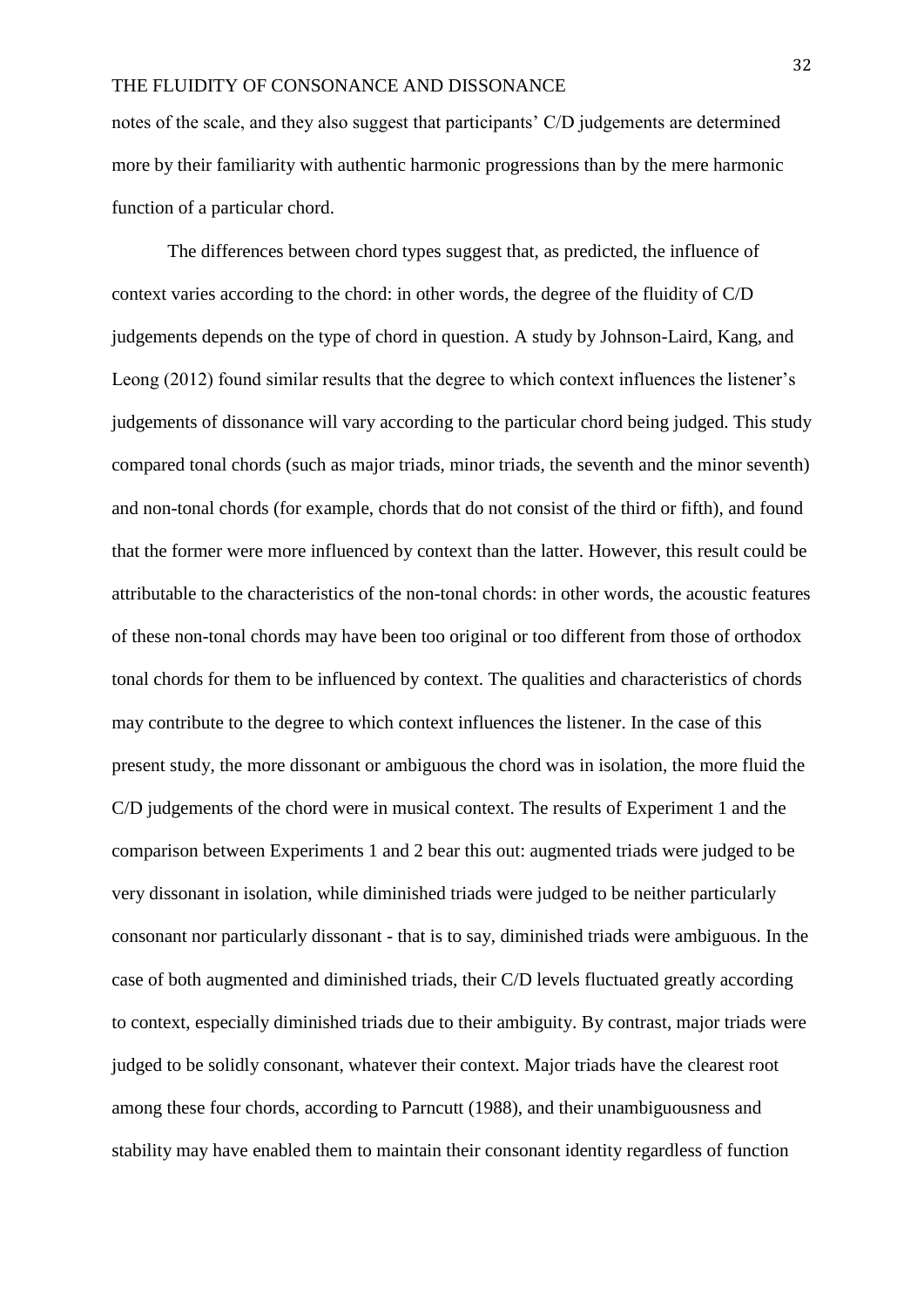notes of the scale, and they also suggest that participants' C/D judgements are determined more by their familiarity with authentic harmonic progressions than by the mere harmonic function of a particular chord.

The differences between chord types suggest that, as predicted, the influence of context varies according to the chord: in other words, the degree of the fluidity of C/D judgements depends on the type of chord in question. A study by Johnson-Laird, Kang, and Leong (2012) found similar results that the degree to which context influences the listener's judgements of dissonance will vary according to the particular chord being judged. This study compared tonal chords (such as major triads, minor triads, the seventh and the minor seventh) and non-tonal chords (for example, chords that do not consist of the third or fifth), and found that the former were more influenced by context than the latter. However, this result could be attributable to the characteristics of the non-tonal chords: in other words, the acoustic features of these non-tonal chords may have been too original or too different from those of orthodox tonal chords for them to be influenced by context. The qualities and characteristics of chords may contribute to the degree to which context influences the listener. In the case of this present study, the more dissonant or ambiguous the chord was in isolation, the more fluid the C/D judgements of the chord were in musical context. The results of Experiment 1 and the comparison between Experiments 1 and 2 bear this out: augmented triads were judged to be very dissonant in isolation, while diminished triads were judged to be neither particularly consonant nor particularly dissonant - that is to say, diminished triads were ambiguous. In the case of both augmented and diminished triads, their C/D levels fluctuated greatly according to context, especially diminished triads due to their ambiguity. By contrast, major triads were judged to be solidly consonant, whatever their context. Major triads have the clearest root among these four chords, according to Parncutt (1988), and their unambiguousness and stability may have enabled them to maintain their consonant identity regardless of function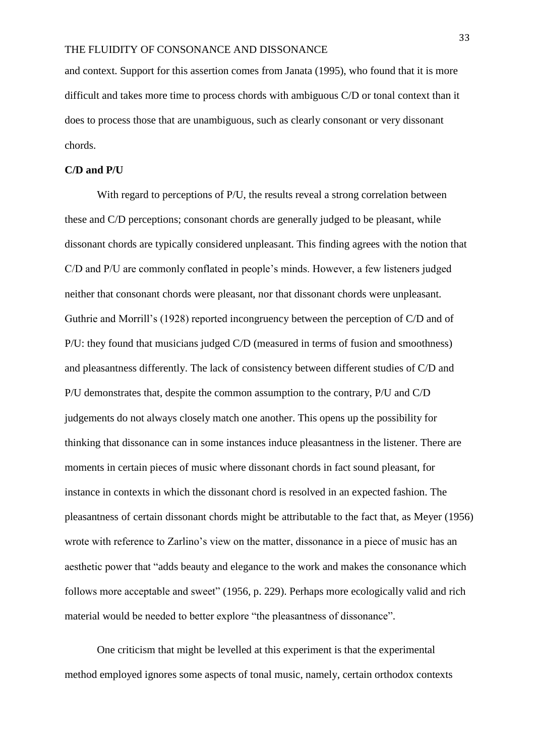and context. Support for this assertion comes from Janata (1995), who found that it is more difficult and takes more time to process chords with ambiguous C/D or tonal context than it does to process those that are unambiguous, such as clearly consonant or very dissonant chords.

**C/D and P/U**

With regard to perceptions of P/U, the results reveal a strong correlation between these and C/D perceptions; consonant chords are generally judged to be pleasant, while dissonant chords are typically considered unpleasant. This finding agrees with the notion that C/D and P/U are commonly conflated in people's minds. However, a few listeners judged neither that consonant chords were pleasant, nor that dissonant chords were unpleasant. Guthrie and Morrill's (1928) reported incongruency between the perception of C/D and of P/U: they found that musicians judged C/D (measured in terms of fusion and smoothness) and pleasantness differently. The lack of consistency between different studies of C/D and P/U demonstrates that, despite the common assumption to the contrary, P/U and C/D judgements do not always closely match one another. This opens up the possibility for thinking that dissonance can in some instances induce pleasantness in the listener. There are moments in certain pieces of music where dissonant chords in fact sound pleasant, for instance in contexts in which the dissonant chord is resolved in an expected fashion. The pleasantness of certain dissonant chords might be attributable to the fact that, as Meyer (1956) wrote with reference to Zarlino's view on the matter, dissonance in a piece of music has an aesthetic power that "adds beauty and elegance to the work and makes the consonance which follows more acceptable and sweet" (1956, p. 229). Perhaps more ecologically valid and rich material would be needed to better explore "the pleasantness of dissonance".

One criticism that might be levelled at this experiment is that the experimental method employed ignores some aspects of tonal music, namely, certain orthodox contexts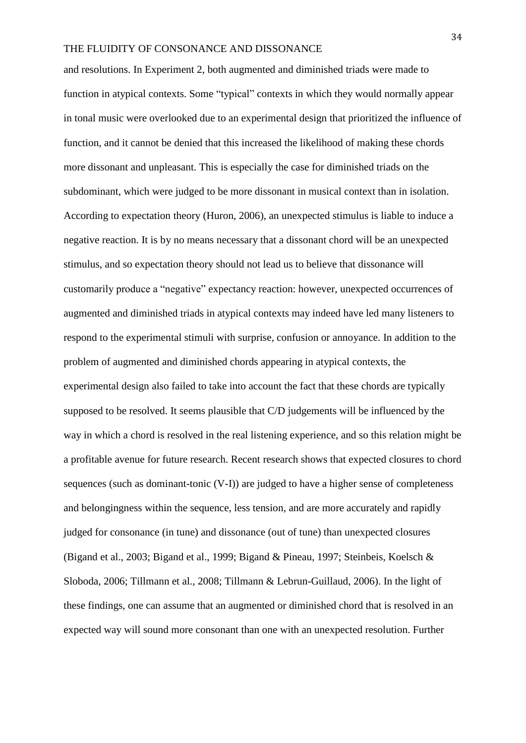and resolutions. In Experiment 2, both augmented and diminished triads were made to function in atypical contexts. Some "typical" contexts in which they would normally appear in tonal music were overlooked due to an experimental design that prioritized the influence of function, and it cannot be denied that this increased the likelihood of making these chords more dissonant and unpleasant. This is especially the case for diminished triads on the subdominant, which were judged to be more dissonant in musical context than in isolation. According to expectation theory (Huron, 2006), an unexpected stimulus is liable to induce a negative reaction. It is by no means necessary that a dissonant chord will be an unexpected stimulus, and so expectation theory should not lead us to believe that dissonance will customarily produce a "negative" expectancy reaction: however, unexpected occurrences of augmented and diminished triads in atypical contexts may indeed have led many listeners to respond to the experimental stimuli with surprise, confusion or annoyance. In addition to the problem of augmented and diminished chords appearing in atypical contexts, the experimental design also failed to take into account the fact that these chords are typically supposed to be resolved. It seems plausible that C/D judgements will be influenced by the way in which a chord is resolved in the real listening experience, and so this relation might be a profitable avenue for future research. Recent research shows that expected closures to chord sequences (such as dominant-tonic (V-I)) are judged to have a higher sense of completeness and belongingness within the sequence, less tension, and are more accurately and rapidly judged for consonance (in tune) and dissonance (out of tune) than unexpected closures (Bigand et al., 2003; Bigand et al., 1999; Bigand & Pineau, 1997; Steinbeis, Koelsch & Sloboda, 2006; Tillmann et al., 2008; Tillmann & Lebrun-Guillaud, 2006). In the light of these findings, one can assume that an augmented or diminished chord that is resolved in an expected way will sound more consonant than one with an unexpected resolution. Further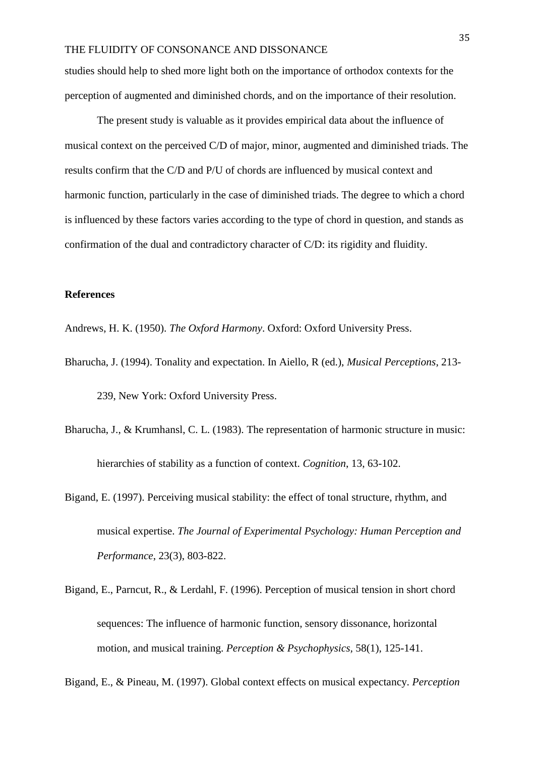studies should help to shed more light both on the importance of orthodox contexts for the perception of augmented and diminished chords, and on the importance of their resolution.

The present study is valuable as it provides empirical data about the influence of musical context on the perceived C/D of major, minor, augmented and diminished triads. The results confirm that the C/D and P/U of chords are influenced by musical context and harmonic function, particularly in the case of diminished triads. The degree to which a chord is influenced by these factors varies according to the type of chord in question, and stands as confirmation of the dual and contradictory character of C/D: its rigidity and fluidity.

**References**

Andrews, H. K. (1950). *The Oxford Harmony*. Oxford: Oxford University Press.

Bharucha, J. (1994). Tonality and expectation. In Aiello, R (ed.), *Musical Perceptions*, 213-239, New York: Oxford University Press.

Bharucha, J., & Krumhansl, C. L. (1983). The representation of harmonic structure in music: hierarchies of stability as a function of context. *Cognition*, 13, 63-102.

Bigand, E. (1997). Perceiving musical stability: the effect of tonal structure, rhythm, and musical expertise. *The Journal of Experimental Psychology: Human Perception and Performance*, 23(3), 803-822.

Bigand, E., Parncut, R., & Lerdahl, F. (1996). Perception of musical tension in short chord sequences: The influence of harmonic function, sensory dissonance, horizontal motion, and musical training. *Perception & Psychophysics*, 58(1), 125-141.

Bigand, E., & Pineau, M. (1997). Global context effects on musical expectancy. *Perception*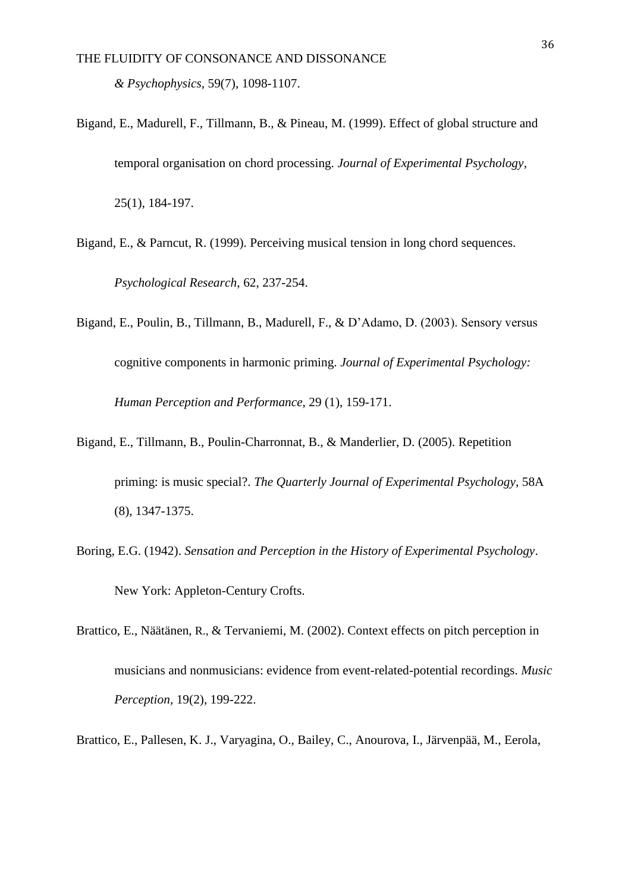*& Psychophysics*, 59(7), 1098-1107.

Bigand, E., Madurell, F., Tillmann, B., & Pineau, M. (1999). Effect of global structure and temporal organisation on chord processing. *Journal of Experimental Psychology*, 25(1), 184-197.

Bigand, E., & Parncut, R. (1999). Perceiving musical tension in long chord sequences. *Psychological Research*, 62, 237-254.

Bigand, E., Poulin, B., Tillmann, B., Madurell, F., & D'Adamo, D. (2003). Sensory versus cognitive components in harmonic priming. *Journal of Experimental Psychology: Human Perception and Performance*, 29 (1), 159-171.

Bigand, E., Tillmann, B., Poulin-Charronnat, B., & Manderlier, D. (2005). Repetition priming: is music special?. *The Quarterly Journal of Experimental Psychology*, 58A (8), 1347-1375.

Boring, E.G. (1942). *Sensation and Perception in the History of Experimental Psychology*. New York: Appleton-Century Crofts.

Brattico, E., Näätänen, R., & Tervaniemi, M. (2002). Context effects on pitch perception in musicians and nonmusicians: evidence from event-related-potential recordings. *Music Perception*, 19(2), 199-222.

Brattico, E., Pallesen, K. J., Varyagina, O., Bailey, C., Anourova, I., Järvenpää, M., Eerola,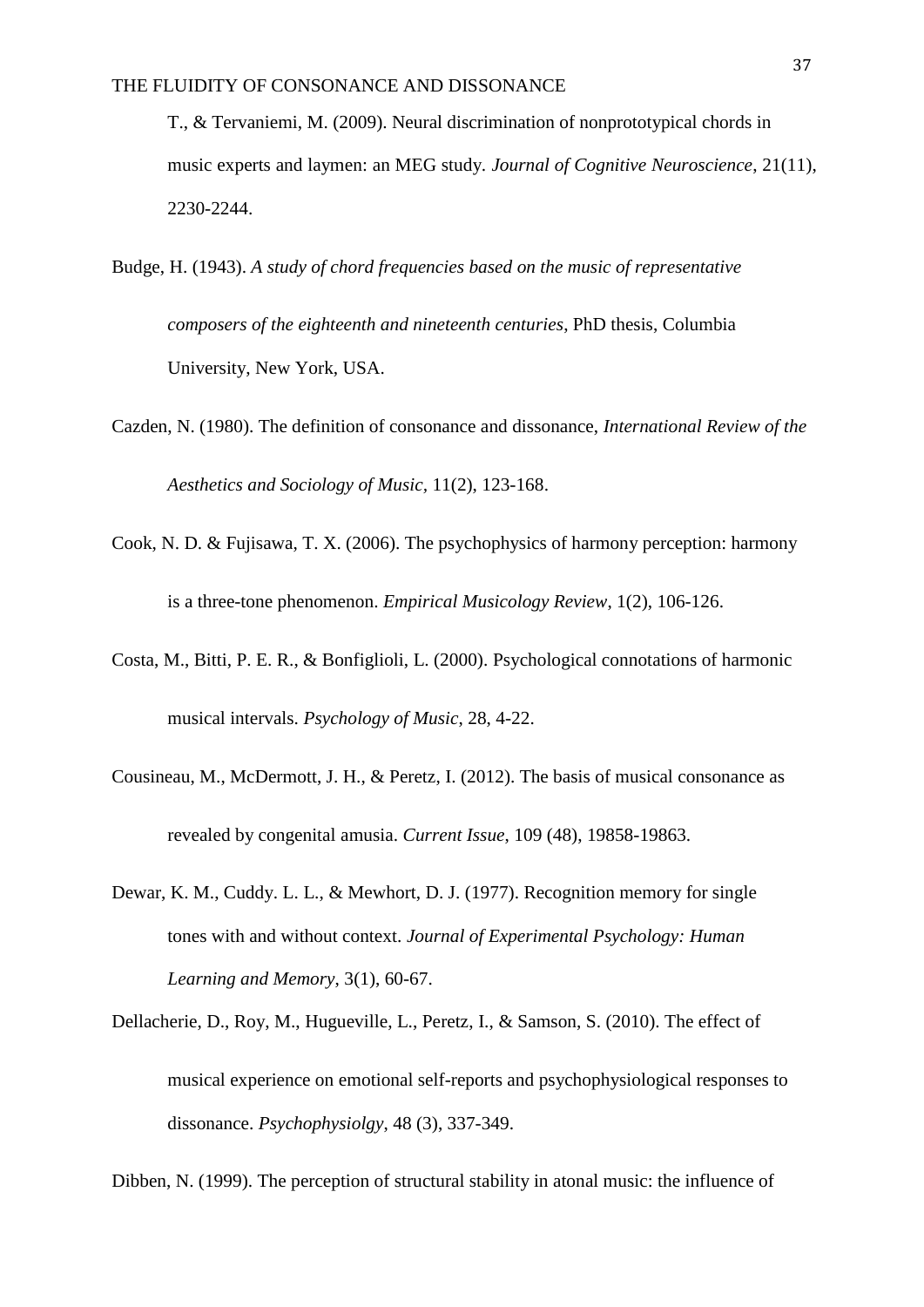T., & Tervaniemi, M. (2009). Neural discrimination of nonprototypical chords in music experts and laymen: an MEG study. *Journal of Cognitive Neuroscience*, 21(11), 2230-2244.

Budge, H. (1943). *A study of chord frequencies based on the music of representative composers of the eighteenth and nineteenth centuries*, PhD thesis, Columbia University, New York, USA.

Cazden, N. (1980). The definition of consonance and dissonance, *International Review of the Aesthetics and Sociology of Music*, 11(2), 123-168.

Cook, N. D. & Fujisawa, T. X. (2006). The psychophysics of harmony perception: harmony is a three-tone phenomenon. *Empirical Musicology Review*, 1(2), 106-126.

Costa, M., Bitti, P. E. R., & Bonfiglioli, L. (2000). Psychological connotations of harmonic musical intervals. *Psychology of Music*, 28, 4-22.

Cousineau, M., McDermott, J. H., & Peretz, I. (2012). The basis of musical consonance as revealed by congenital amusia. *Current Issue*, 109 (48), 19858-19863.

Dewar, K. M., Cuddy. L. L., & Mewhort, D. J. (1977). Recognition memory for single tones with and without context. *Journal of Experimental Psychology: Human Learning and Memory*, 3(1), 60-67.

Dellacherie, D., Roy, M., Hugueville, L., Peretz, I., & Samson, S. (2010). The effect of musical experience on emotional self-reports and psychophysiological responses to dissonance. *Psychophysiolgy*, 48 (3), 337-349.

Dibben, N. (1999). The perception of structural stability in atonal music: the influence of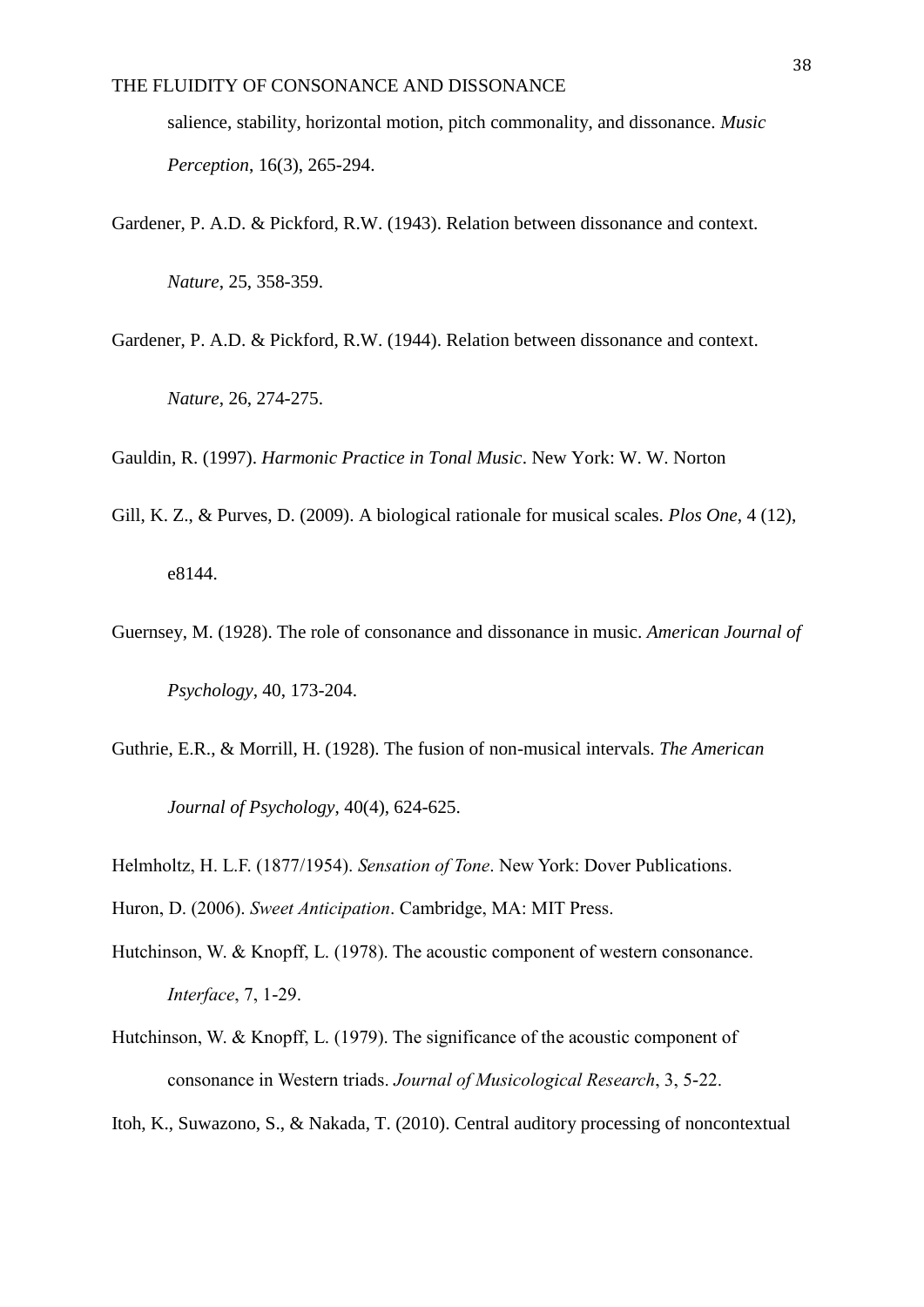salience, stability, horizontal motion, pitch commonality, and dissonance. *Music Perception*, 16(3), 265-294.

Gardener, P. A.D. & Pickford, R.W. (1943). Relation between dissonance and context. *Nature*, 25, 358-359.

Gardener, P. A.D. & Pickford, R.W. (1944). Relation between dissonance and context. *Nature*, 26, 274-275.

Gauldin, R. (1997). *Harmonic Practice in Tonal Music*. New York: W. W. Norton

Gill, K. Z., & Purves, D. (2009). A biological rationale for musical scales. *Plos One*, 4 (12), e8144.

Guernsey, M. (1928). The role of consonance and dissonance in music. *American Journal of Psychology*, 40, 173-204.

Guthrie, E.R., & Morrill, H. (1928). The fusion of non-musical intervals. *The American Journal of Psychology*, 40(4), 624-625.

Helmholtz, H. L.F. (1877/1954). *Sensation of Tone*. New York: Dover Publications.

Huron, D. (2006). *Sweet Anticipation*. Cambridge, MA: MIT Press.

Hutchinson, W. & Knopff, L. (1978). The acoustic component of western consonance. *Interface*, 7, 1-29.

Hutchinson, W. & Knopff, L. (1979). The significance of the acoustic component of consonance in Western triads. *Journal of Musicological Research*, 3, 5-22.

Itoh, K., Suwazono, S., & Nakada, T. (2010). Central auditory processing of noncontextual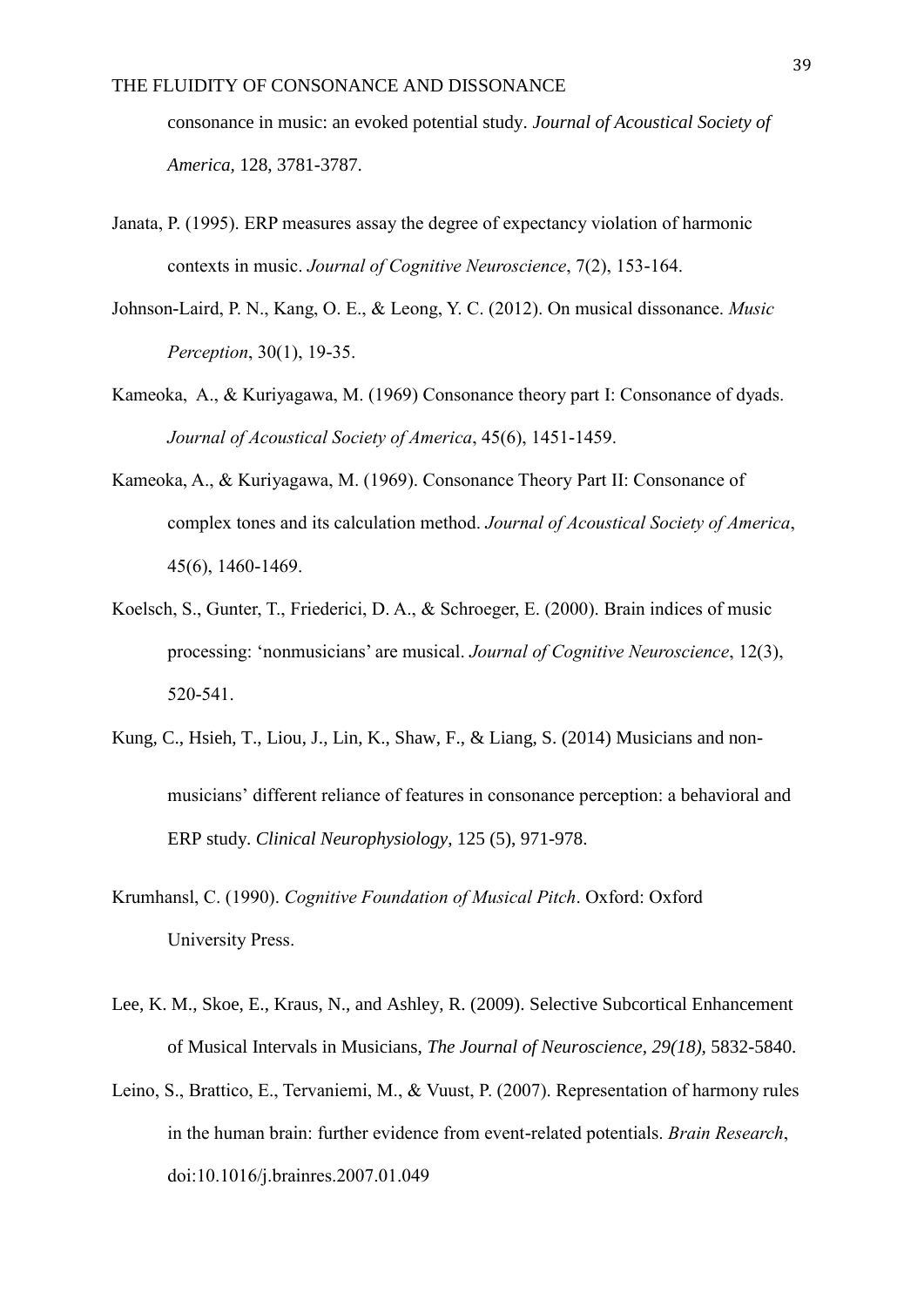consonance in music: an evoked potential study. *Journal of Acoustical Society of America*, 128, 3781-3787.

Janata, P. (1995). ERP measures assay the degree of expectancy violation of harmonic contexts in music. *Journal of Cognitive Neuroscience*, 7(2), 153-164.

Johnson-Laird, P. N., Kang, O. E., & Leong, Y. C. (2012). On musical dissonance. *Music Perception*, 30(1), 19-35.

Kameoka, A., & Kuriyagawa, M. (1969) Consonance theory part I: Consonance of dyads. *Journal of Acoustical Society of America*, 45(6), 1451-1459.

Kameoka, A., & Kuriyagawa, M. (1969). Consonance Theory Part II: Consonance of complex tones and its calculation method. *Journal of Acoustical Society of America*, 45(6), 1460-1469.

Koelsch, S., Gunter, T., Friederici, D. A., & Schroeger, E. (2000). Brain indices of music processing: 'nonmusicians' are musical. *Journal of Cognitive Neuroscience*, 12(3), 520-541.

Kung, C., Hsieh, T., Liou, J., Lin, K., Shaw, F., & Liang, S. (2014) Musicians and non-musicians' different reliance of features in consonance perception: a behavioral and ERP study. *Clinical Neurophysiology*, 125 (5), 971-978.

Krumhansl, C. (1990). *Cognitive Foundation of Musical Pitch*. Oxford: Oxford University Press.

Lee, K. M., Skoe, E., Kraus, N., and Ashley, R. (2009). Selective Subcortical Enhancement of Musical Intervals in Musicians, *The Journal of Neuroscience, 29(18),* 5832-5840.

Leino, S., Brattico, E., Tervaniemi, M., & Vuust, P. (2007). Representation of harmony rules in the human brain: further evidence from event-related potentials. *Brain Research*, doi:10.1016/j.brainres.2007.01.049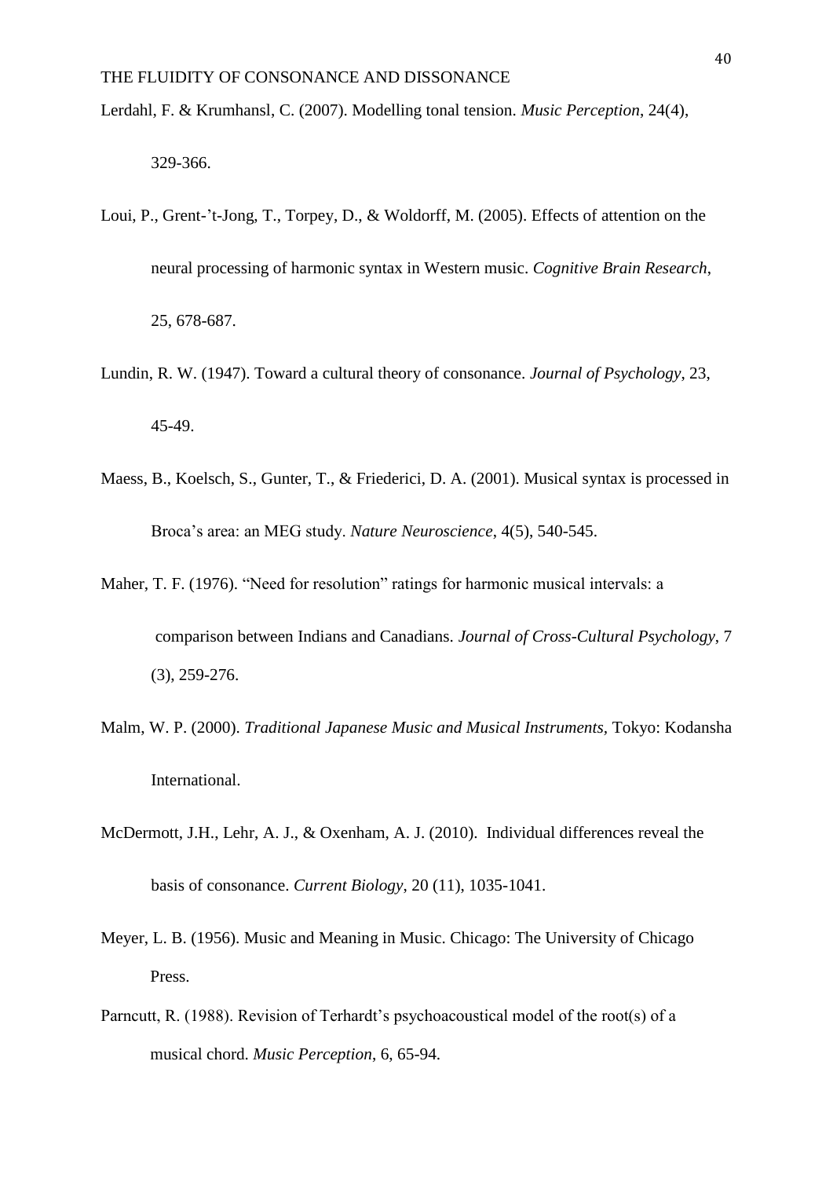Lerdahl, F. & Krumhansl, C. (2007). Modelling tonal tension. *Music Perception*, 24(4), 329-366.

Loui, P., Grent-'t-Jong, T., Torpey, D., & Woldorff, M. (2005). Effects of attention on the neural processing of harmonic syntax in Western music. *Cognitive Brain Research*, 25, 678-687.

Lundin, R. W. (1947). Toward a cultural theory of consonance. *Journal of Psychology*, 23, 45-49.

Maess, B., Koelsch, S., Gunter, T., & Friederici, D. A. (2001). Musical syntax is processed in Broca's area: an MEG study. *Nature Neuroscience*, 4(5), 540-545.

Maher, T. F. (1976). "Need for resolution" ratings for harmonic musical intervals: a comparison between Indians and Canadians. *Journal of Cross-Cultural Psychology*, 7 (3), 259-276.

Malm, W. P. (2000). *Traditional Japanese Music and Musical Instruments*, Tokyo: Kodansha International.

McDermott, J.H., Lehr, A. J., & Oxenham, A. J. (2010). Individual differences reveal the basis of consonance. *Current Biology*, 20 (11), 1035-1041.

Meyer, L. B. (1956). Music and Meaning in Music. Chicago: The University of Chicago Press.

Parncutt, R. (1988). Revision of Terhardt's psychoacoustical model of the root(s) of a musical chord. *Music Perception*, 6, 65-94.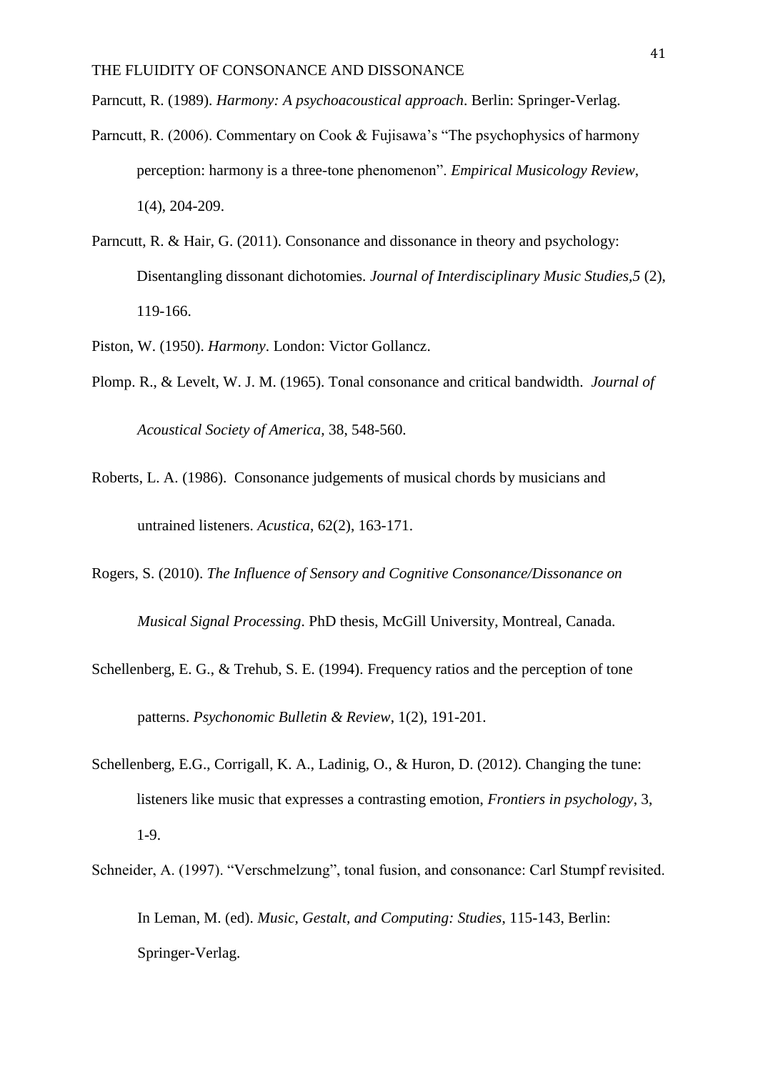Parncutt, R. (1989). *Harmony: A psychoacoustical approach*. Berlin: Springer-Verlag.

Parncutt, R. (2006). Commentary on Cook & Fujisawa's "The psychophysics of harmony perception: harmony is a three-tone phenomenon". *Empirical Musicology Review*, 1(4), 204-209.

Parncutt, R. & Hair, G. (2011). Consonance and dissonance in theory and psychology: Disentangling dissonant dichotomies. *Journal of Interdisciplinary Music Studies,5* (2), 119-166.

Piston, W. (1950). *Harmony*. London: Victor Gollancz.

Plomp. R., & Levelt, W. J. M. (1965). Tonal consonance and critical bandwidth. *Journal of Acoustical Society of America,* 38, 548-560.

Roberts, L. A. (1986). Consonance judgements of musical chords by musicians and untrained listeners. *Acustica*, 62(2), 163-171.

Rogers, S. (2010). *The Influence of Sensory and Cognitive Consonance/Dissonance on Musical Signal Processing*. PhD thesis, McGill University, Montreal, Canada.

Schellenberg, E. G., & Trehub, S. E. (1994). Frequency ratios and the perception of tone patterns. *Psychonomic Bulletin & Review*, 1(2), 191-201.

Schellenberg, E.G., Corrigall, K. A., Ladinig, O., & Huron, D. (2012). Changing the tune: listeners like music that expresses a contrasting emotion, *Frontiers in psychology*, 3, 1-9.

Schneider, A. (1997). "Verschmelzung", tonal fusion, and consonance: Carl Stumpf revisited. In Leman, M. (ed). *Music, Gestalt, and Computing: Studies,* 115-143, Berlin: Springer-Verlag.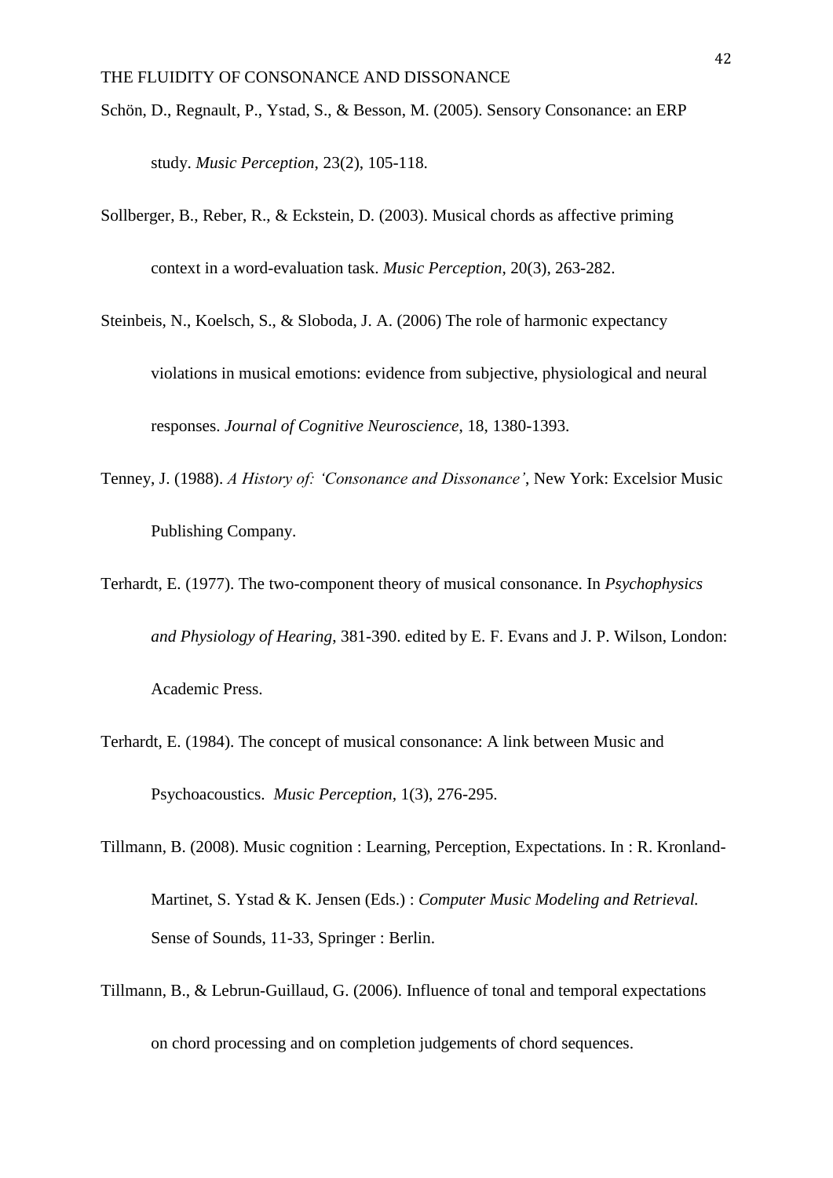Schön, D., Regnault, P., Ystad, S., & Besson, M. (2005). Sensory Consonance: an ERP study. *Music Perception*, 23(2), 105-118.

Sollberger, B., Reber, R., & Eckstein, D. (2003). Musical chords as affective priming context in a word-evaluation task. *Music Perception*, 20(3), 263-282.

Steinbeis, N., Koelsch, S., & Sloboda, J. A. (2006) The role of harmonic expectancy violations in musical emotions: evidence from subjective, physiological and neural responses. *Journal of Cognitive Neuroscience*, 18, 1380-1393.

Tenney, J. (1988). *A History of: 'Consonance and Dissonance'*, New York: Excelsior Music Publishing Company.

Terhardt, E. (1977). The two-component theory of musical consonance. In *Psychophysics and Physiology of Hearing*, 381-390. edited by E. F. Evans and J. P. Wilson, London: Academic Press.

Terhardt, E. (1984). The concept of musical consonance: A link between Music and Psychoacoustics. *Music Perception*, 1(3), 276-295.

Tillmann, B. (2008). Music cognition : Learning, Perception, Expectations. In : R. Kronland-Martinet, S. Ystad & K. Jensen (Eds.) : *Computer Music Modeling and Retrieval.* Sense of Sounds, 11-33, Springer : Berlin.

Tillmann, B., & Lebrun-Guillaud, G. (2006). Influence of tonal and temporal expectations on chord processing and on completion judgements of chord sequences.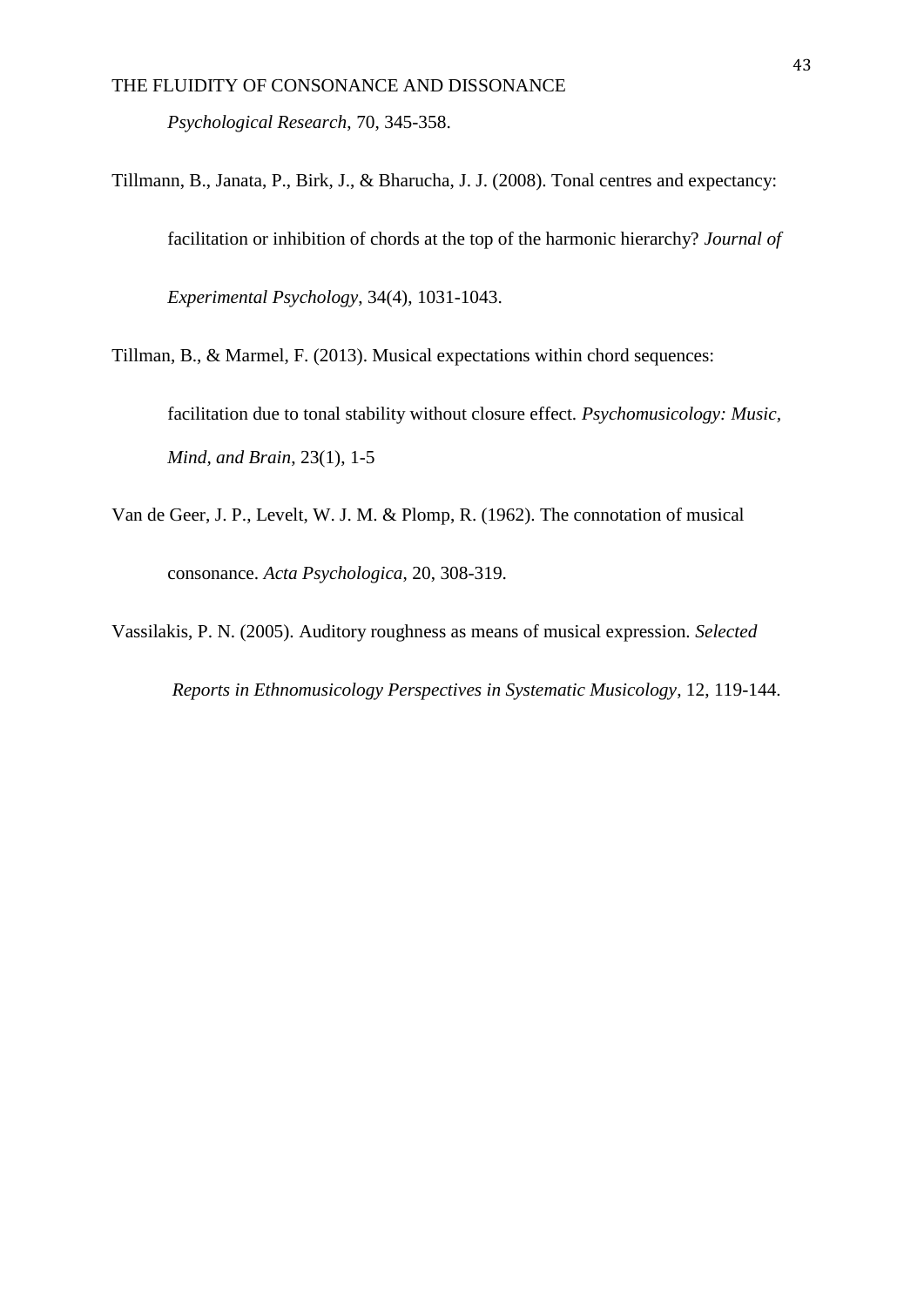*Psychological Research*, 70, 345-358.

Tillmann, B., Janata, P., Birk, J., & Bharucha, J. J. (2008). Tonal centres and expectancy: facilitation or inhibition of chords at the top of the harmonic hierarchy? *Journal of Experimental Psychology*, 34(4), 1031-1043.

Tillman, B., & Marmel, F. (2013). Musical expectations within chord sequences: facilitation due to tonal stability without closure effect. *Psychomusicology: Music, Mind, and Brain*, 23(1), 1-5

Van de Geer, J. P., Levelt, W. J. M. & Plomp, R. (1962). The connotation of musical consonance. *Acta Psychologica*, 20, 308-319.

Vassilakis, P. N. (2005). Auditory roughness as means of musical expression. *Selected Reports in Ethnomusicology Perspectives in Systematic Musicology*, 12, 119-144.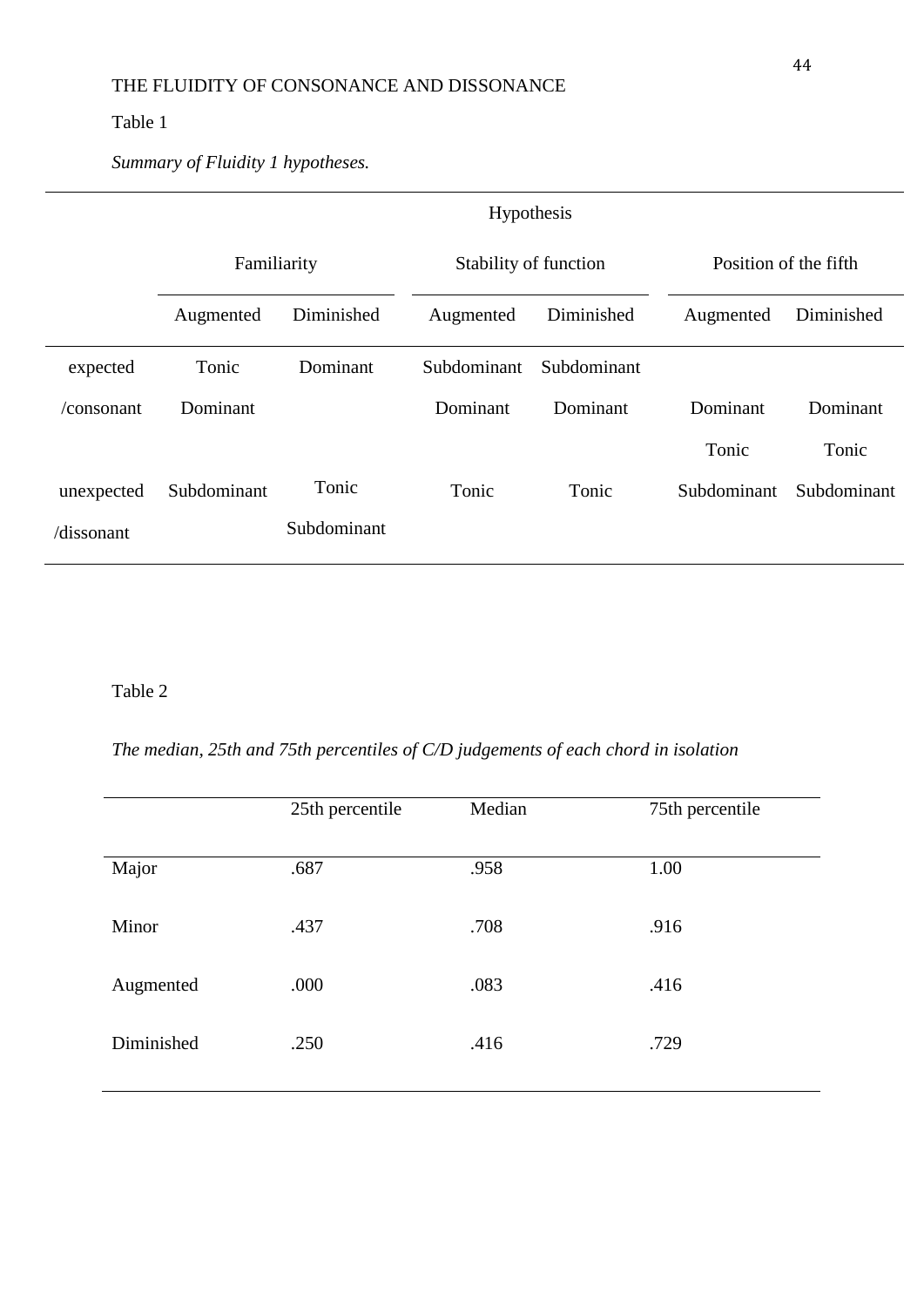Table 1

*Summary of Fluidity 1 hypotheses.*

| | Hypothesis | | | | | |
|---|---|---|---|---|---|---|
| | Familiarity | | Stability of function | | Position of the fifth | |
| | Augmented | Diminished | Augmented | Diminished | Augmented | Diminished |
| expected /consonant | Tonic Dominant | Dominant | Subdominant Dominant | Subdominant Dominant | Dominant Tonic | Dominant Tonic |
| unexpected /dissonant | Subdominant | Tonic Subdominant | Tonic | Tonic | Subdominant | Subdominant |

Table 2

*The median, 25th and 75th percentiles of C/D judgements of each chord in isolation*

| | 25th percentile | Median | 75th percentile |
|---|---|---|---|
| Major | .687 | .958 | 1.00 |
| Minor | .437 | .708 | .916 |
| Augmented | .000 | .083 | .416 |
| Diminished | .250 | .416 | .729 |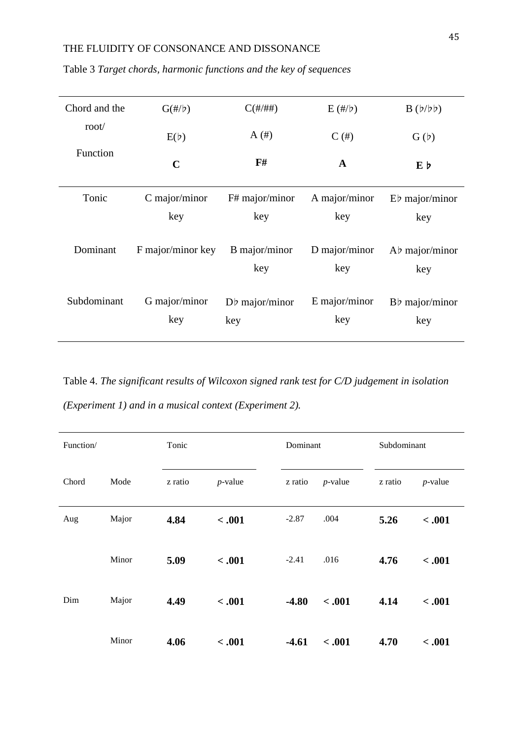Table 3 *Target chords, harmonic functions and the key of sequences*

| Chord and the root/ Function | G(#/♭) E(♭) **C** | C(#/##) A (#) **F#** | E (#/♭) C (#) **A** | B (♭/♭♭) G (♭) **E ♭** |
|---|---|---|---|---|
| Tonic | C major/minor key | F# major/minor key | A major/minor key | E♭ major/minor key |
| Dominant | F major/minor key | B major/minor key | D major/minor key | A♭ major/minor key |
| Subdominant | G major/minor key | D♭ major/minor key | E major/minor key | B♭ major/minor key |

Table 4. *The significant results of Wilcoxon signed rank test for C/D judgement in isolation (Experiment 1) and in a musical context (Experiment 2).*

| Function/ | | Tonic | | Dominant | | Subdominant | |
|---|---|---|---|---|---|---|---|
| Chord | Mode | z ratio | *p*-value | z ratio | *p*-value | z ratio | *p*-value |
| Aug | Major | **4.84** | **< .001** | -2.87 | .004 | **5.26** | **< .001** |
| | Minor | **5.09** | **< .001** | -2.41 | .016 | **4.76** | **< .001** |
| Dim | Major | **4.49** | **< .001** | **-4.80** | **< .001** | **4.14** | **< .001** |
| | Minor | **4.06** | **< .001** | **-4.61** | **< .001** | **4.70** | **< .001** |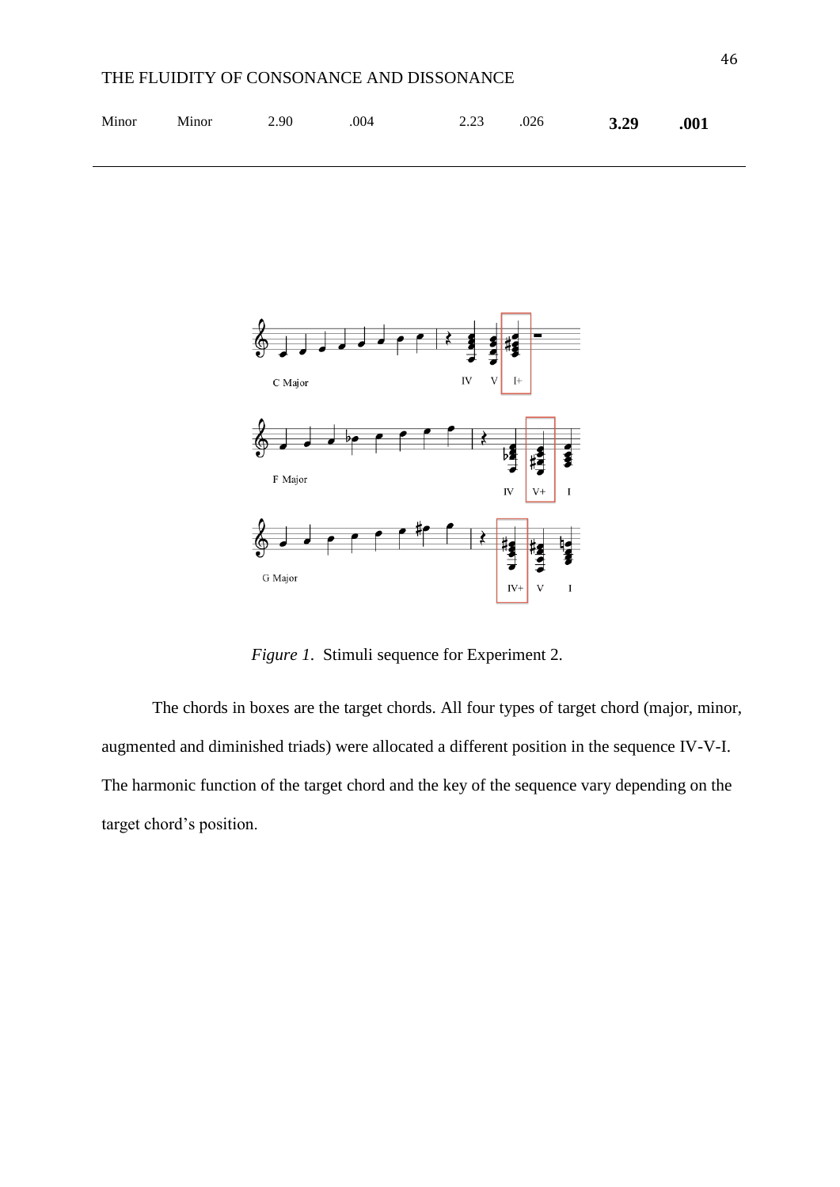| Minor | Minor | 2.90 | .004 | 2.23 | .026 | **3.29** | **.001** |
|---|---|---|---|---|---|---|---|

*Figure 1*. Stimuli sequence for Experiment 2.

The chords in boxes are the target chords. All four types of target chord (major, minor, augmented and diminished triads) were allocated a different position in the sequence IV-V-I. The harmonic function of the target chord and the key of the sequence vary depending on the target chord's position.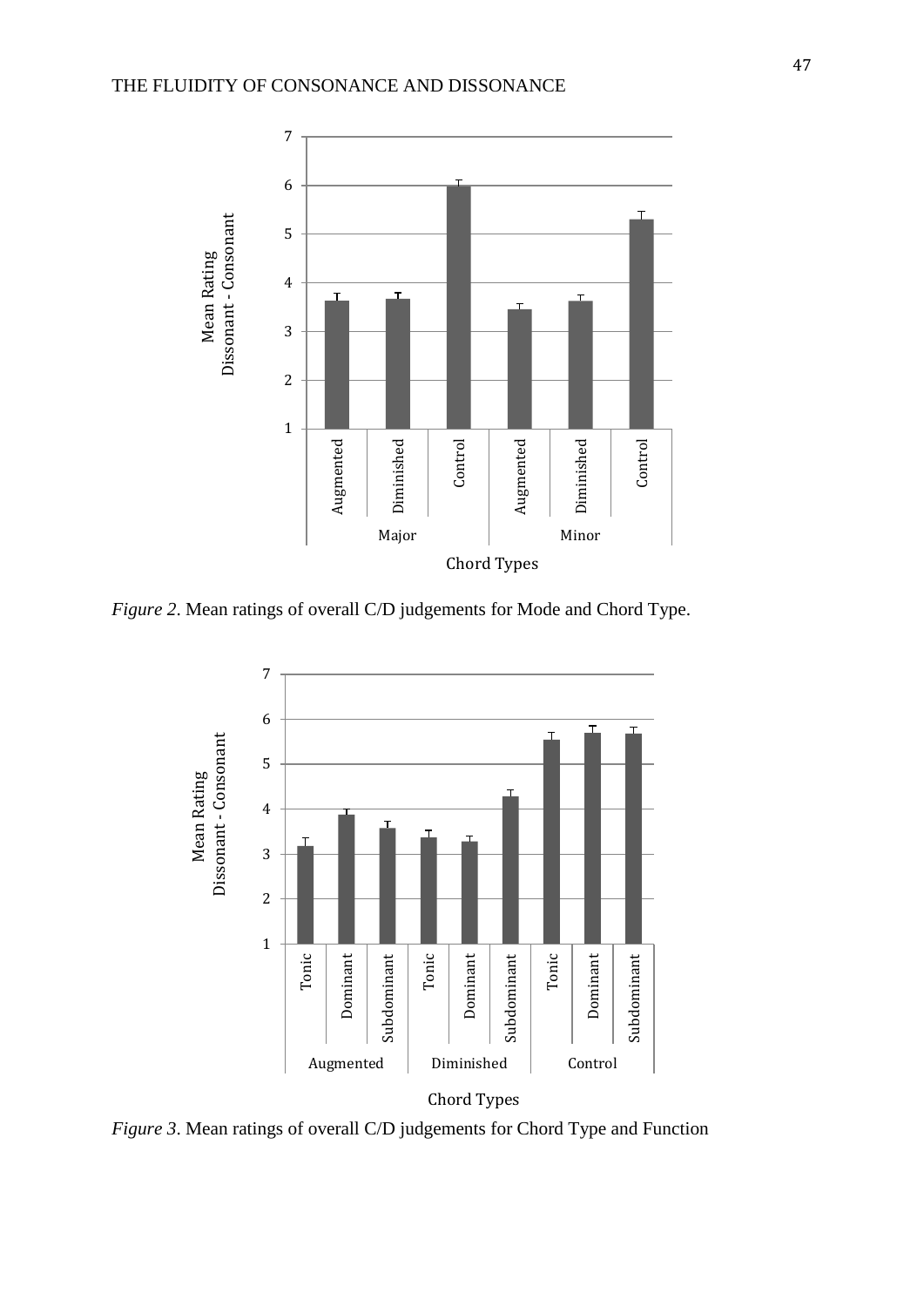*Figure 2*. Mean ratings of overall C/D judgements for Mode and Chord Type.

*Figure 3*. Mean ratings of overall C/D judgements for Chord Type and Function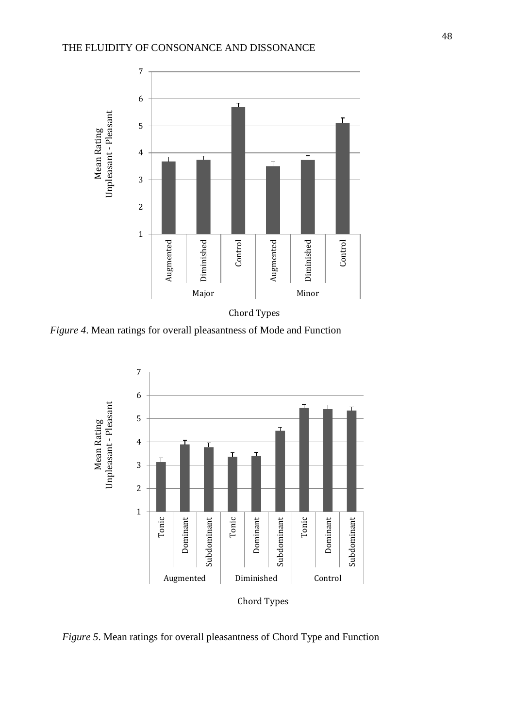7

6

5

4

3

2

1

Mean Rating
Unpleasant - Pleasant

Augmented
Diminished
Control
Augmented
Diminished
Control

Major
Minor

Chord Types

*Figure 4*. Mean ratings for overall pleasantness of Mode and Function

7

6

5

4

3

2

1

Mean Rating
Unpleasant - Pleasant

Tonic
Dominant
Subdominant
Tonic
Dominant
Subdominant
Tonic
Dominant
Subdominant

Augmented
Diminished
Control

Chord Types

*Figure 5*. Mean ratings for overall pleasantness of Chord Type and Function